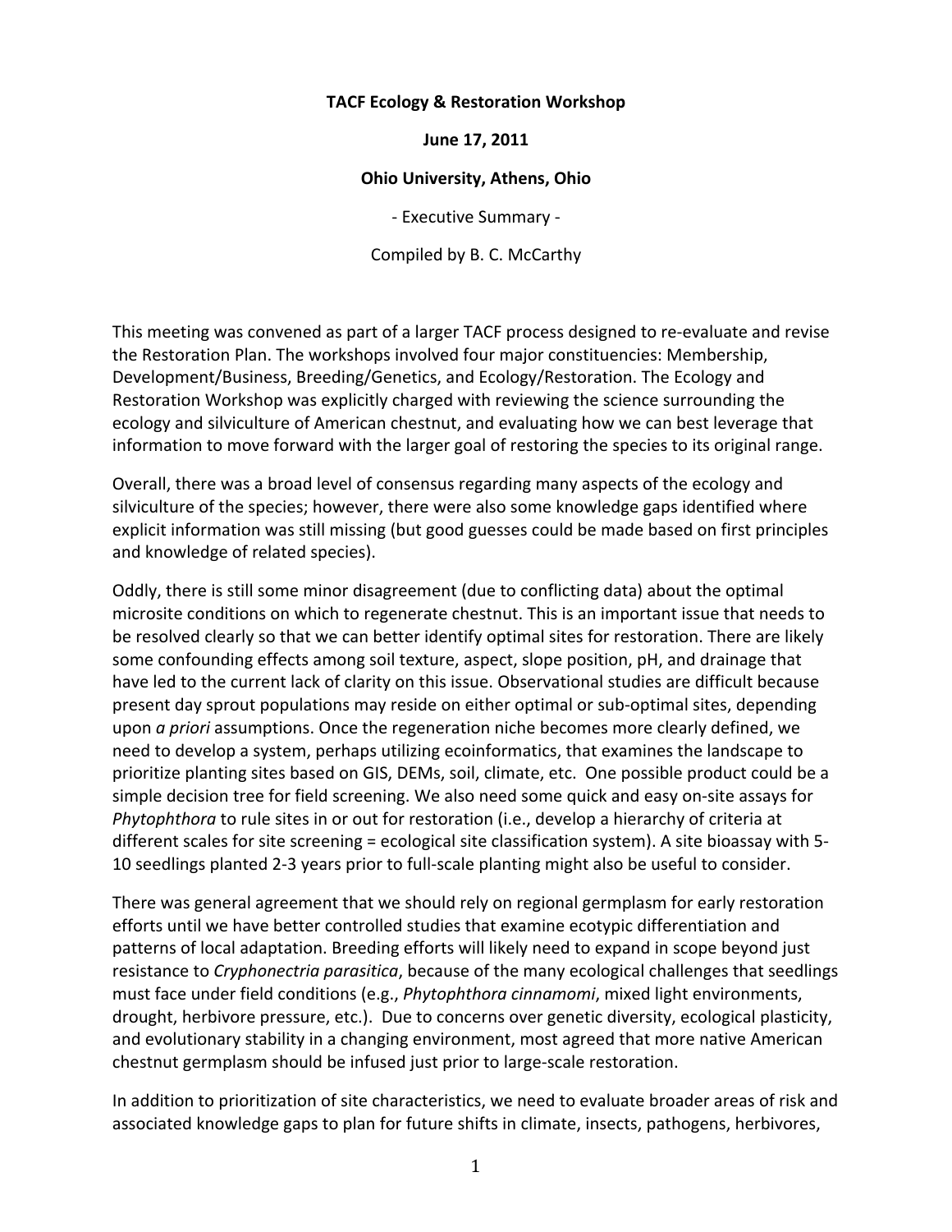**TACF Ecology & Restoration Workshop**

**June 17, 2011**

**Ohio University, Athens, Ohio**

- Executive Summary -

Compiled by B. C. McCarthy

This meeting was convened as part of a larger TACF process designed to re-evaluate and revise the Restoration Plan. The workshops involved four major constituencies: Membership, Development/Business, Breeding/Genetics, and Ecology/Restoration. The Ecology and Restoration Workshop was explicitly charged with reviewing the science surrounding the ecology and silviculture of American chestnut, and evaluating how we can best leverage that information to move forward with the larger goal of restoring the species to its original range.

Overall, there was a broad level of consensus regarding many aspects of the ecology and silviculture of the species; however, there were also some knowledge gaps identified where explicit information was still missing (but good guesses could be made based on first principles and knowledge of related species).

Oddly, there is still some minor disagreement (due to conflicting data) about the optimal microsite conditions on which to regenerate chestnut. This is an important issue that needs to be resolved clearly so that we can better identify optimal sites for restoration. There are likely some confounding effects among soil texture, aspect, slope position, pH, and drainage that have led to the current lack of clarity on this issue. Observational studies are difficult because present day sprout populations may reside on either optimal or sub-optimal sites, depending upon *a priori* assumptions. Once the regeneration niche becomes more clearly defined, we need to develop a system, perhaps utilizing ecoinformatics, that examines the landscape to prioritize planting sites based on GIS, DEMs, soil, climate, etc. One possible product could be a simple decision tree for field screening. We also need some quick and easy on-site assays for *Phytophthora* to rule sites in or out for restoration (i.e., develop a hierarchy of criteria at different scales for site screening = ecological site classification system). A site bioassay with 5-10 seedlings planted 2-3 years prior to full-scale planting might also be useful to consider.

There was general agreement that we should rely on regional germplasm for early restoration efforts until we have better controlled studies that examine ecotypic differentiation and patterns of local adaptation. Breeding efforts will likely need to expand in scope beyond just resistance to *Cryphonectria parasitica*, because of the many ecological challenges that seedlings must face under field conditions (e.g., *Phytophthora cinnamomi*, mixed light environments, drought, herbivore pressure, etc.). Due to concerns over genetic diversity, ecological plasticity, and evolutionary stability in a changing environment, most agreed that more native American chestnut germplasm should be infused just prior to large-scale restoration.

In addition to prioritization of site characteristics, we need to evaluate broader areas of risk and associated knowledge gaps to plan for future shifts in climate, insects, pathogens, herbivores,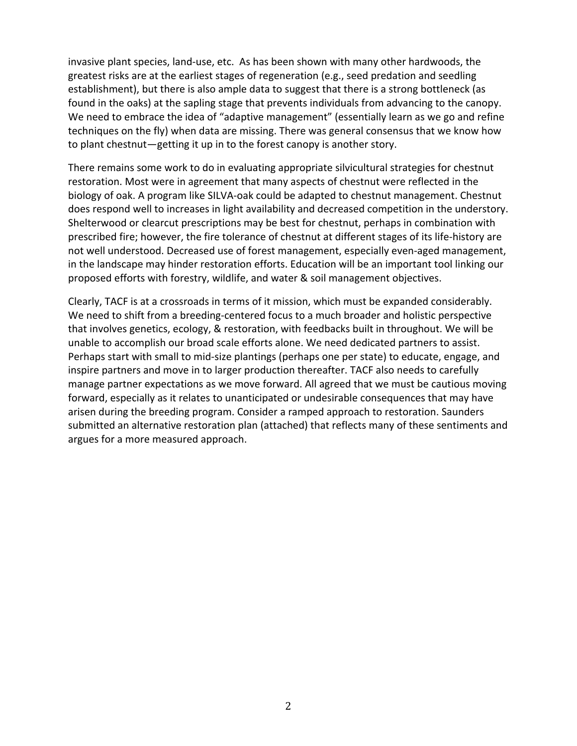invasive plant species, land-use, etc. As has been shown with many other hardwoods, the greatest risks are at the earliest stages of regeneration (e.g., seed predation and seedling establishment), but there is also ample data to suggest that there is a strong bottleneck (as found in the oaks) at the sapling stage that prevents individuals from advancing to the canopy. We need to embrace the idea of "adaptive management" (essentially learn as we go and refine techniques on the fly) when data are missing. There was general consensus that we know how to plant chestnut—getting it up in to the forest canopy is another story.

There remains some work to do in evaluating appropriate silvicultural strategies for chestnut restoration. Most were in agreement that many aspects of chestnut were reflected in the biology of oak. A program like SILVA-oak could be adapted to chestnut management. Chestnut does respond well to increases in light availability and decreased competition in the understory. Shelterwood or clearcut prescriptions may be best for chestnut, perhaps in combination with prescribed fire; however, the fire tolerance of chestnut at different stages of its life-history are not well understood. Decreased use of forest management, especially even-aged management, in the landscape may hinder restoration efforts. Education will be an important tool linking our proposed efforts with forestry, wildlife, and water & soil management objectives.

Clearly, TACF is at a crossroads in terms of it mission, which must be expanded considerably. We need to shift from a breeding-centered focus to a much broader and holistic perspective that involves genetics, ecology, & restoration, with feedbacks built in throughout. We will be unable to accomplish our broad scale efforts alone. We need dedicated partners to assist. Perhaps start with small to mid-size plantings (perhaps one per state) to educate, engage, and inspire partners and move in to larger production thereafter. TACF also needs to carefully manage partner expectations as we move forward. All agreed that we must be cautious moving forward, especially as it relates to unanticipated or undesirable consequences that may have arisen during the breeding program. Consider a ramped approach to restoration. Saunders submitted an alternative restoration plan (attached) that reflects many of these sentiments and argues for a more measured approach.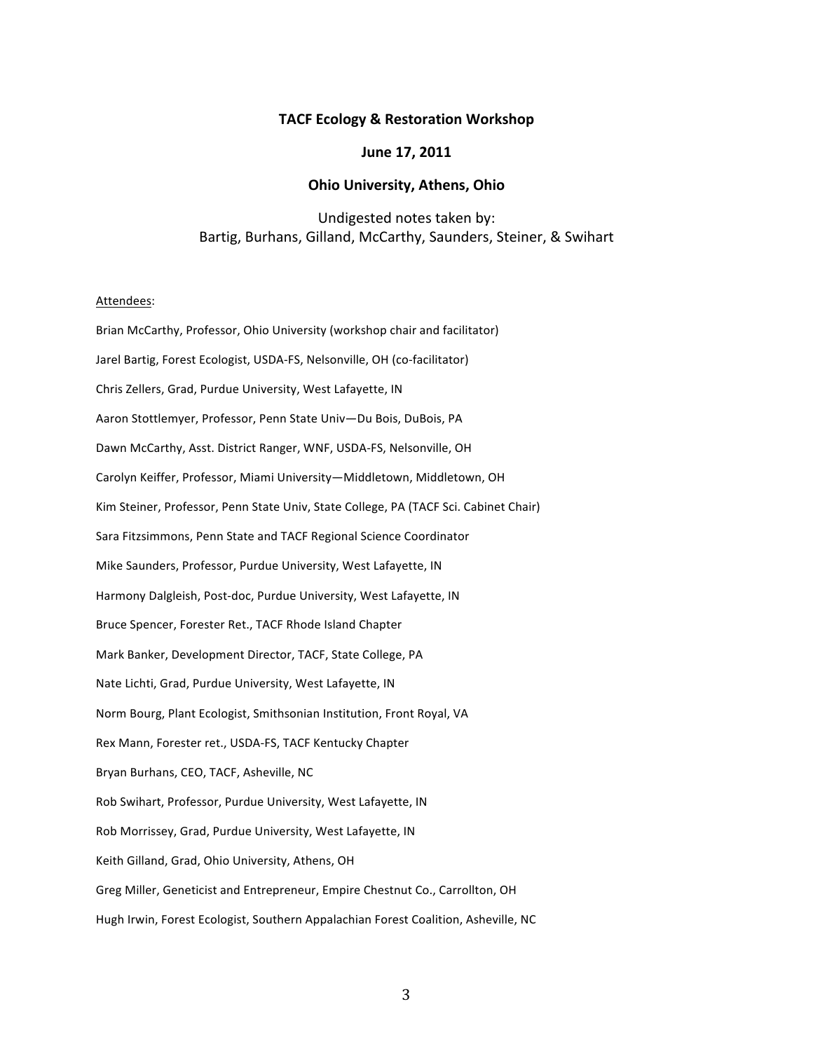# TACF Ecology & Restoration Workshop

## June 17, 2011

## Ohio University, Athens, Ohio

Undigested notes taken by:
Bartig, Burhans, Gilland, McCarthy, Saunders, Steiner, & Swihart

Attendees:

Brian McCarthy, Professor, Ohio University (workshop chair and facilitator)

Jarel Bartig, Forest Ecologist, USDA-FS, Nelsonville, OH (co-facilitator)

Chris Zellers, Grad, Purdue University, West Lafayette, IN

Aaron Stottlemyer, Professor, Penn State Univ—Du Bois, DuBois, PA

Dawn McCarthy, Asst. District Ranger, WNF, USDA-FS, Nelsonville, OH

Carolyn Keiffer, Professor, Miami University—Middletown, Middletown, OH

Kim Steiner, Professor, Penn State Univ, State College, PA (TACF Sci. Cabinet Chair)

Sara Fitzsimmons, Penn State and TACF Regional Science Coordinator

Mike Saunders, Professor, Purdue University, West Lafayette, IN

Harmony Dalgleish, Post-doc, Purdue University, West Lafayette, IN

Bruce Spencer, Forester Ret., TACF Rhode Island Chapter

Mark Banker, Development Director, TACF, State College, PA

Nate Lichti, Grad, Purdue University, West Lafayette, IN

Norm Bourg, Plant Ecologist, Smithsonian Institution, Front Royal, VA

Rex Mann, Forester ret., USDA-FS, TACF Kentucky Chapter

Bryan Burhans, CEO, TACF, Asheville, NC

Rob Swihart, Professor, Purdue University, West Lafayette, IN

Rob Morrissey, Grad, Purdue University, West Lafayette, IN

Keith Gilland, Grad, Ohio University, Athens, OH

Greg Miller, Geneticist and Entrepreneur, Empire Chestnut Co., Carrollton, OH

Hugh Irwin, Forest Ecologist, Southern Appalachian Forest Coalition, Asheville, NC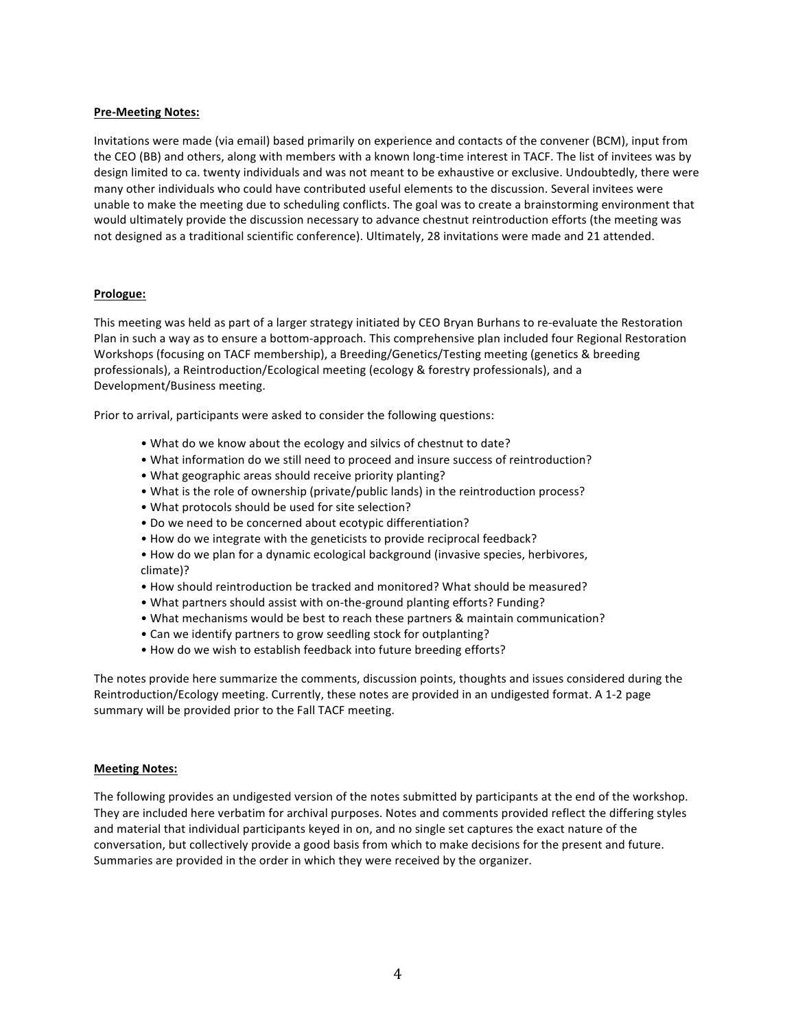**Pre-Meeting Notes:**

Invitations were made (via email) based primarily on experience and contacts of the convener (BCM), input from the CEO (BB) and others, along with members with a known long-time interest in TACF. The list of invitees was by design limited to ca. twenty individuals and was not meant to be exhaustive or exclusive. Undoubtedly, there were many other individuals who could have contributed useful elements to the discussion. Several invitees were unable to make the meeting due to scheduling conflicts. The goal was to create a brainstorming environment that would ultimately provide the discussion necessary to advance chestnut reintroduction efforts (the meeting was not designed as a traditional scientific conference). Ultimately, 28 invitations were made and 21 attended.

**Prologue:**

This meeting was held as part of a larger strategy initiated by CEO Bryan Burhans to re-evaluate the Restoration Plan in such a way as to ensure a bottom-approach. This comprehensive plan included four Regional Restoration Workshops (focusing on TACF membership), a Breeding/Genetics/Testing meeting (genetics & breeding professionals), a Reintroduction/Ecological meeting (ecology & forestry professionals), and a Development/Business meeting.

Prior to arrival, participants were asked to consider the following questions:

- What do we know about the ecology and silvics of chestnut to date?
- What information do we still need to proceed and insure success of reintroduction?
- What geographic areas should receive priority planting?
- What is the role of ownership (private/public lands) in the reintroduction process?
- What protocols should be used for site selection?
- Do we need to be concerned about ecotypic differentiation?
- How do we integrate with the geneticists to provide reciprocal feedback?
- How do we plan for a dynamic ecological background (invasive species, herbivores, climate)?
- How should reintroduction be tracked and monitored? What should be measured?
- What partners should assist with on-the-ground planting efforts? Funding?
- What mechanisms would be best to reach these partners & maintain communication?
- Can we identify partners to grow seedling stock for outplanting?
- How do we wish to establish feedback into future breeding efforts?

The notes provide here summarize the comments, discussion points, thoughts and issues considered during the Reintroduction/Ecology meeting. Currently, these notes are provided in an undigested format. A 1-2 page summary will be provided prior to the Fall TACF meeting.

**Meeting Notes:**

The following provides an undigested version of the notes submitted by participants at the end of the workshop. They are included here verbatim for archival purposes. Notes and comments provided reflect the differing styles and material that individual participants keyed in on, and no single set captures the exact nature of the conversation, but collectively provide a good basis from which to make decisions for the present and future. Summaries are provided in the order in which they were received by the organizer.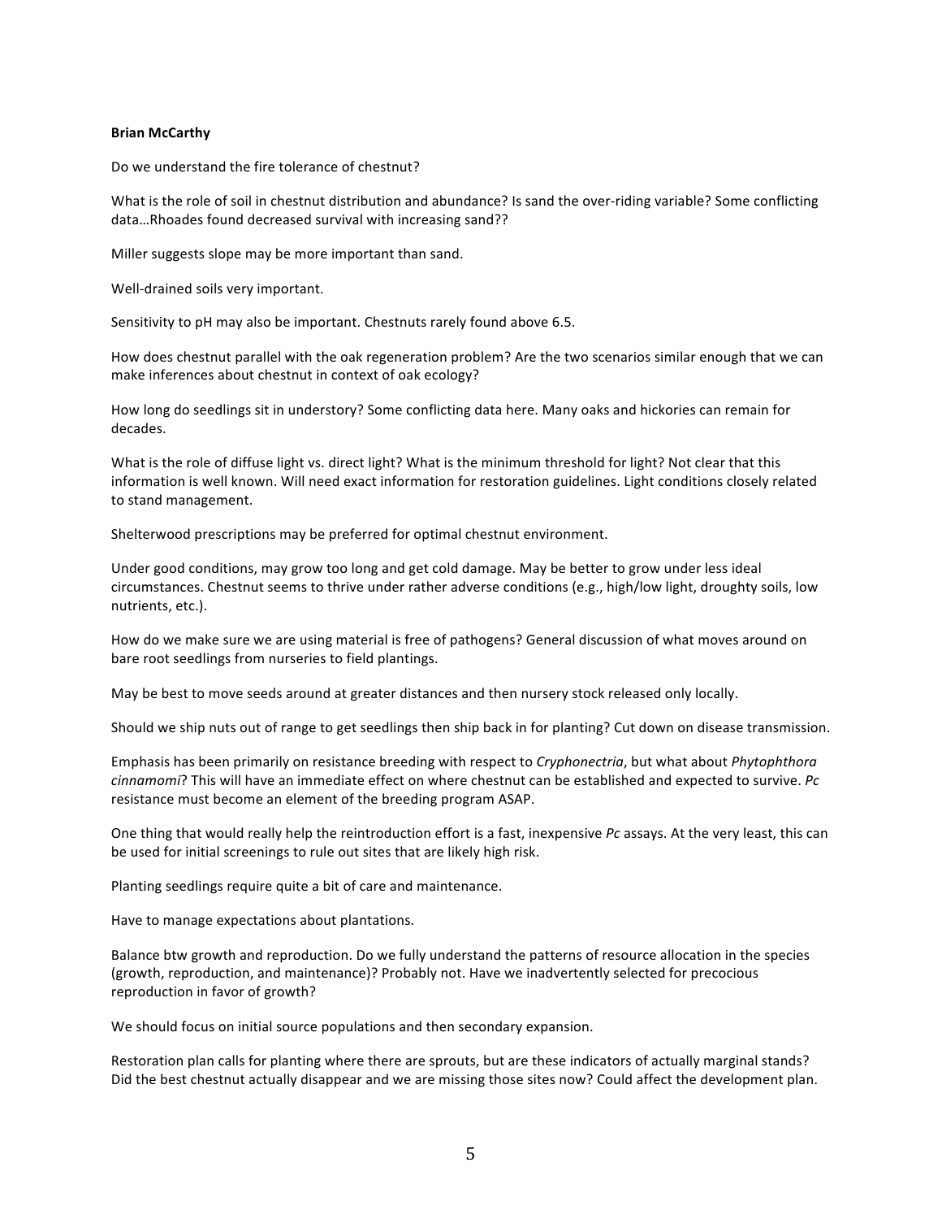**Brian McCarthy**

Do we understand the fire tolerance of chestnut?

What is the role of soil in chestnut distribution and abundance? Is sand the over-riding variable? Some conflicting data…Rhoades found decreased survival with increasing sand??

Miller suggests slope may be more important than sand.

Well-drained soils very important.

Sensitivity to pH may also be important. Chestnuts rarely found above 6.5.

How does chestnut parallel with the oak regeneration problem? Are the two scenarios similar enough that we can make inferences about chestnut in context of oak ecology?

How long do seedlings sit in understory? Some conflicting data here. Many oaks and hickories can remain for decades.

What is the role of diffuse light vs. direct light? What is the minimum threshold for light? Not clear that this information is well known. Will need exact information for restoration guidelines. Light conditions closely related to stand management.

Shelterwood prescriptions may be preferred for optimal chestnut environment.

Under good conditions, may grow too long and get cold damage. May be better to grow under less ideal circumstances. Chestnut seems to thrive under rather adverse conditions (e.g., high/low light, droughty soils, low nutrients, etc.).

How do we make sure we are using material is free of pathogens? General discussion of what moves around on bare root seedlings from nurseries to field plantings.

May be best to move seeds around at greater distances and then nursery stock released only locally.

Should we ship nuts out of range to get seedlings then ship back in for planting? Cut down on disease transmission.

Emphasis has been primarily on resistance breeding with respect to *Cryphonectria*, but what about *Phytophthora cinnamomi*? This will have an immediate effect on where chestnut can be established and expected to survive. *Pc* resistance must become an element of the breeding program ASAP.

One thing that would really help the reintroduction effort is a fast, inexpensive *Pc* assays. At the very least, this can be used for initial screenings to rule out sites that are likely high risk.

Planting seedlings require quite a bit of care and maintenance.

Have to manage expectations about plantations.

Balance btw growth and reproduction. Do we fully understand the patterns of resource allocation in the species (growth, reproduction, and maintenance)? Probably not. Have we inadvertently selected for precocious reproduction in favor of growth?

We should focus on initial source populations and then secondary expansion.

Restoration plan calls for planting where there are sprouts, but are these indicators of actually marginal stands? Did the best chestnut actually disappear and we are missing those sites now? Could affect the development plan.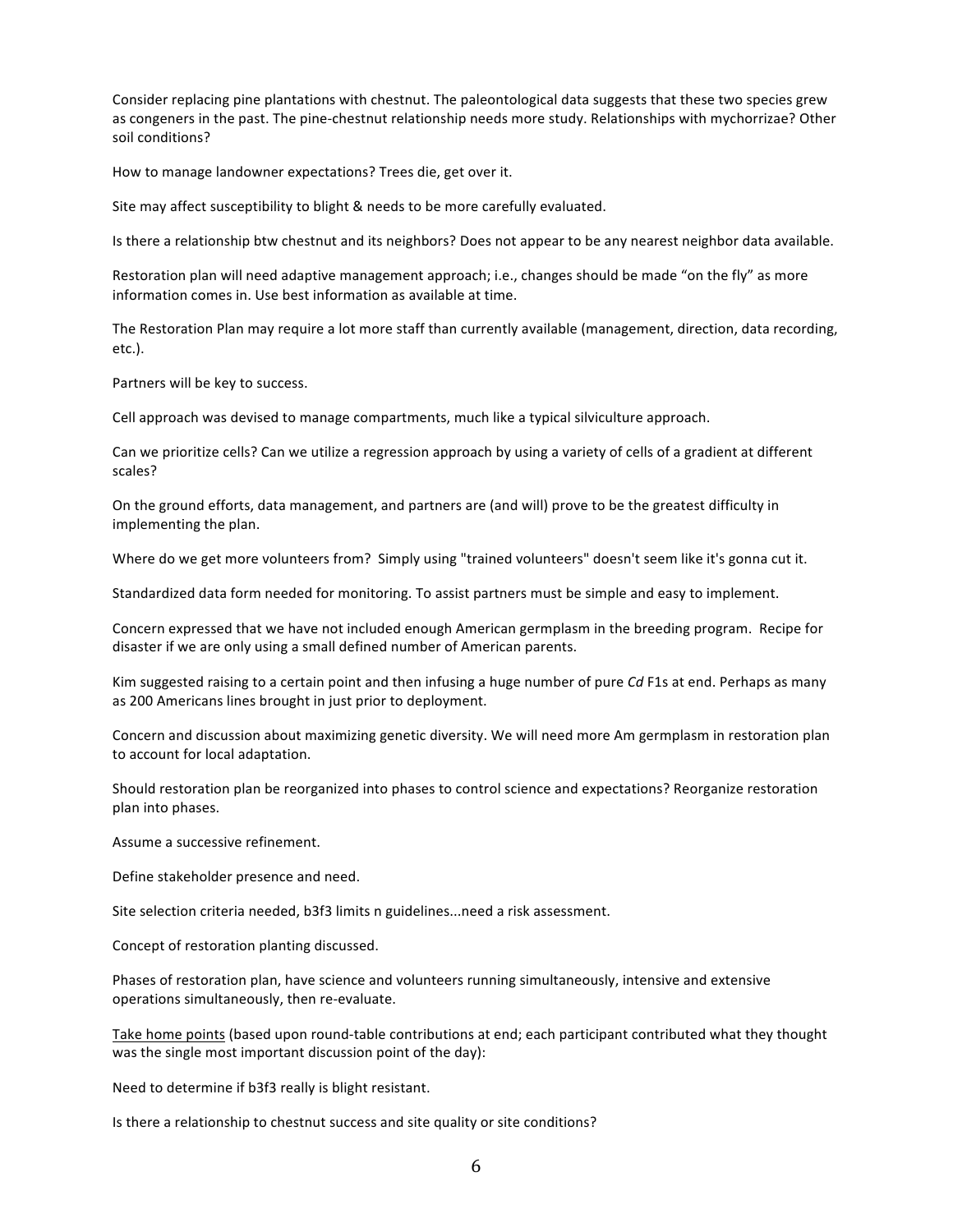Consider replacing pine plantations with chestnut. The paleontological data suggests that these two species grew as congeners in the past. The pine-chestnut relationship needs more study. Relationships with mychorrizae? Other soil conditions?

How to manage landowner expectations? Trees die, get over it.

Site may affect susceptibility to blight & needs to be more carefully evaluated.

Is there a relationship btw chestnut and its neighbors? Does not appear to be any nearest neighbor data available.

Restoration plan will need adaptive management approach; i.e., changes should be made "on the fly" as more information comes in. Use best information as available at time.

The Restoration Plan may require a lot more staff than currently available (management, direction, data recording, etc.).

Partners will be key to success.

Cell approach was devised to manage compartments, much like a typical silviculture approach.

Can we prioritize cells? Can we utilize a regression approach by using a variety of cells of a gradient at different scales?

On the ground efforts, data management, and partners are (and will) prove to be the greatest difficulty in implementing the plan.

Where do we get more volunteers from? Simply using "trained volunteers" doesn't seem like it's gonna cut it.

Standardized data form needed for monitoring. To assist partners must be simple and easy to implement.

Concern expressed that we have not included enough American germplasm in the breeding program. Recipe for disaster if we are only using a small defined number of American parents.

Kim suggested raising to a certain point and then infusing a huge number of pure *Cd* F1s at end. Perhaps as many as 200 Americans lines brought in just prior to deployment.

Concern and discussion about maximizing genetic diversity. We will need more Am germplasm in restoration plan to account for local adaptation.

Should restoration plan be reorganized into phases to control science and expectations? Reorganize restoration plan into phases.

Assume a successive refinement.

Define stakeholder presence and need.

Site selection criteria needed, b3f3 limits n guidelines...need a risk assessment.

Concept of restoration planting discussed.

Phases of restoration plan, have science and volunteers running simultaneously, intensive and extensive operations simultaneously, then re-evaluate.

<u>Take home points</u> (based upon round-table contributions at end; each participant contributed what they thought was the single most important discussion point of the day):

Need to determine if b3f3 really is blight resistant.

Is there a relationship to chestnut success and site quality or site conditions?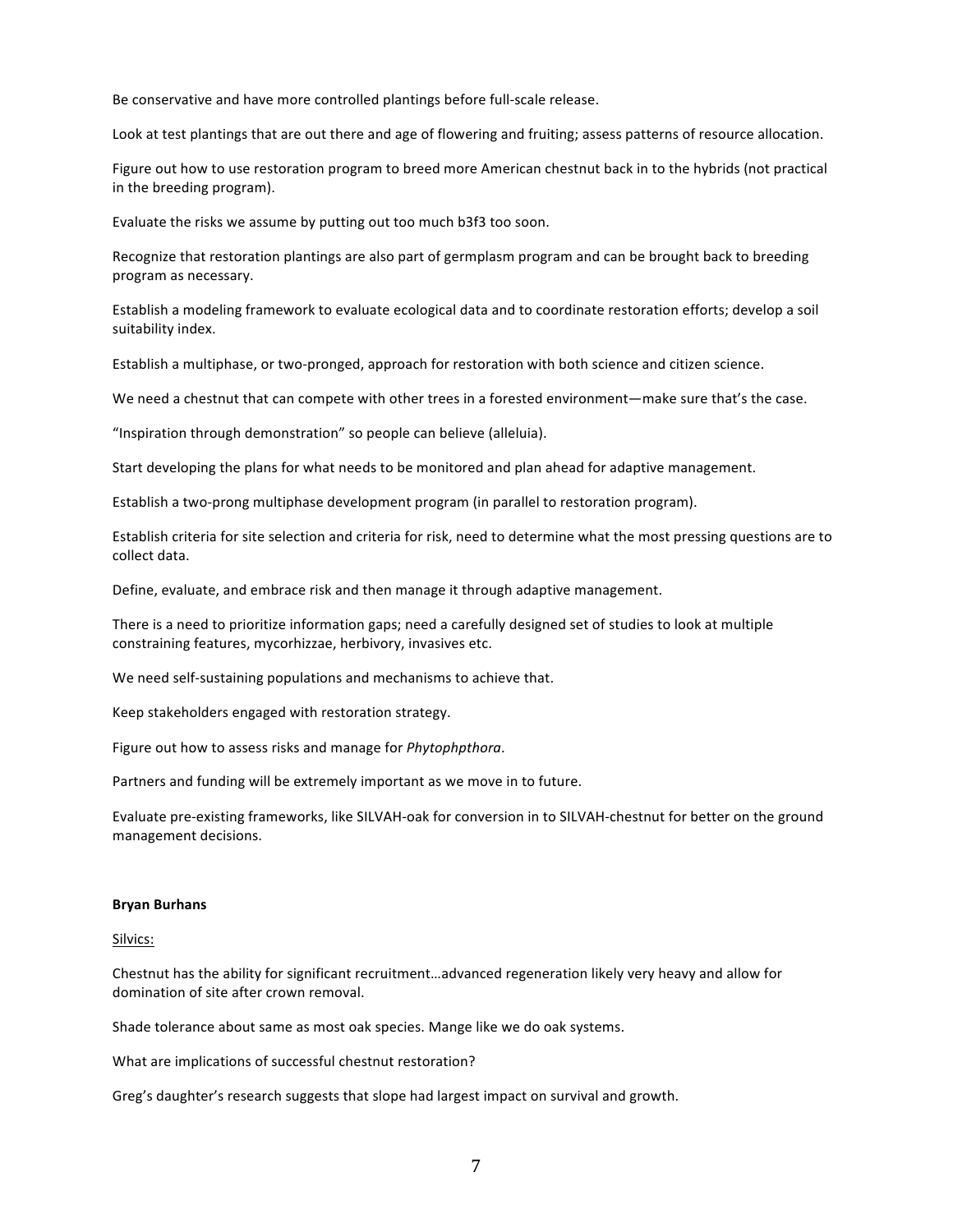Be conservative and have more controlled plantings before full-scale release.

Look at test plantings that are out there and age of flowering and fruiting; assess patterns of resource allocation.

Figure out how to use restoration program to breed more American chestnut back in to the hybrids (not practical in the breeding program).

Evaluate the risks we assume by putting out too much b3f3 too soon.

Recognize that restoration plantings are also part of germplasm program and can be brought back to breeding program as necessary.

Establish a modeling framework to evaluate ecological data and to coordinate restoration efforts; develop a soil suitability index.

Establish a multiphase, or two-pronged, approach for restoration with both science and citizen science.

We need a chestnut that can compete with other trees in a forested environment—make sure that's the case.

"Inspiration through demonstration" so people can believe (alleluia).

Start developing the plans for what needs to be monitored and plan ahead for adaptive management.

Establish a two-prong multiphase development program (in parallel to restoration program).

Establish criteria for site selection and criteria for risk, need to determine what the most pressing questions are to collect data.

Define, evaluate, and embrace risk and then manage it through adaptive management.

There is a need to prioritize information gaps; need a carefully designed set of studies to look at multiple constraining features, mycorhizzae, herbivory, invasives etc.

We need self-sustaining populations and mechanisms to achieve that.

Keep stakeholders engaged with restoration strategy.

Figure out how to assess risks and manage for *Phytophpthora*.

Partners and funding will be extremely important as we move in to future.

Evaluate pre-existing frameworks, like SILVAH-oak for conversion in to SILVAH-chestnut for better on the ground management decisions.

**Bryan Burhans**

<u>Silvics:</u>

Chestnut has the ability for significant recruitment…advanced regeneration likely very heavy and allow for domination of site after crown removal.

Shade tolerance about same as most oak species. Mange like we do oak systems.

What are implications of successful chestnut restoration?

Greg's daughter's research suggests that slope had largest impact on survival and growth.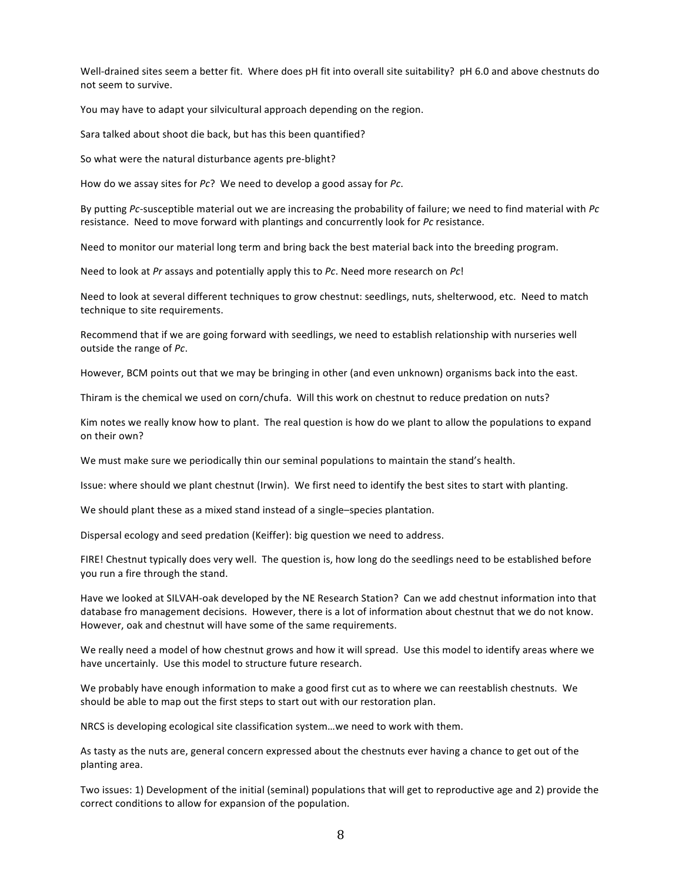Well-drained sites seem a better fit. Where does pH fit into overall site suitability? pH 6.0 and above chestnuts do not seem to survive.

You may have to adapt your silvicultural approach depending on the region.

Sara talked about shoot die back, but has this been quantified?

So what were the natural disturbance agents pre-blight?

How do we assay sites for *Pc*? We need to develop a good assay for *Pc*.

By putting *Pc*-susceptible material out we are increasing the probability of failure; we need to find material with *Pc* resistance. Need to move forward with plantings and concurrently look for *Pc* resistance.

Need to monitor our material long term and bring back the best material back into the breeding program.

Need to look at *Pr* assays and potentially apply this to *Pc*. Need more research on *Pc*!

Need to look at several different techniques to grow chestnut: seedlings, nuts, shelterwood, etc. Need to match technique to site requirements.

Recommend that if we are going forward with seedlings, we need to establish relationship with nurseries well outside the range of *Pc*.

However, BCM points out that we may be bringing in other (and even unknown) organisms back into the east.

Thiram is the chemical we used on corn/chufa. Will this work on chestnut to reduce predation on nuts?

Kim notes we really know how to plant. The real question is how do we plant to allow the populations to expand on their own?

We must make sure we periodically thin our seminal populations to maintain the stand's health.

Issue: where should we plant chestnut (Irwin). We first need to identify the best sites to start with planting.

We should plant these as a mixed stand instead of a single–species plantation.

Dispersal ecology and seed predation (Keiffer): big question we need to address.

FIRE! Chestnut typically does very well. The question is, how long do the seedlings need to be established before you run a fire through the stand.

Have we looked at SILVAH-oak developed by the NE Research Station? Can we add chestnut information into that database fro management decisions. However, there is a lot of information about chestnut that we do not know. However, oak and chestnut will have some of the same requirements.

We really need a model of how chestnut grows and how it will spread. Use this model to identify areas where we have uncertainly. Use this model to structure future research.

We probably have enough information to make a good first cut as to where we can reestablish chestnuts. We should be able to map out the first steps to start out with our restoration plan.

NRCS is developing ecological site classification system…we need to work with them.

As tasty as the nuts are, general concern expressed about the chestnuts ever having a chance to get out of the planting area.

Two issues: 1) Development of the initial (seminal) populations that will get to reproductive age and 2) provide the correct conditions to allow for expansion of the population.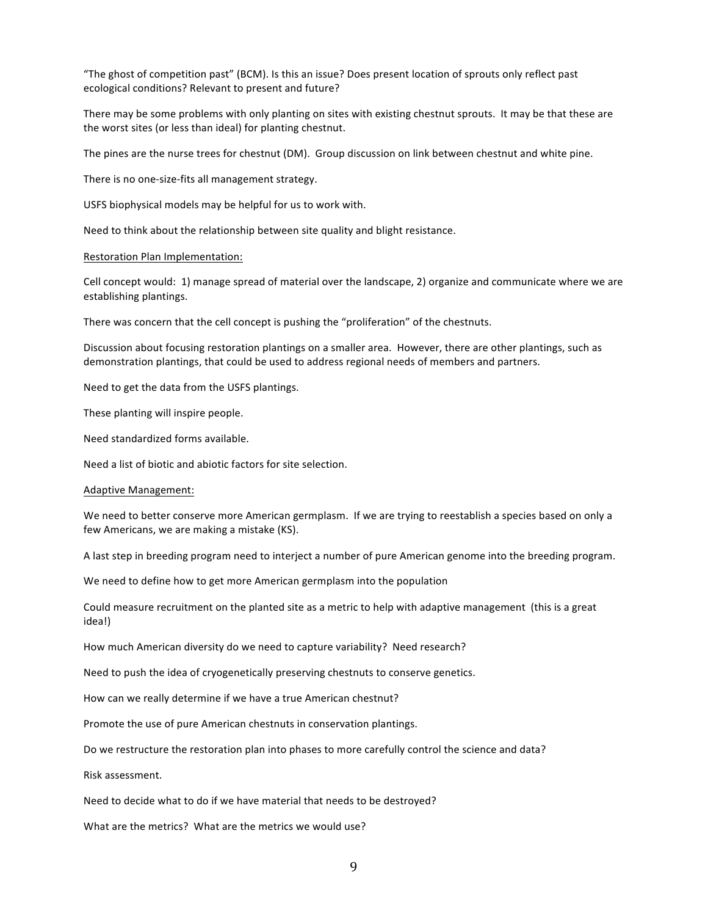"The ghost of competition past" (BCM). Is this an issue? Does present location of sprouts only reflect past ecological conditions? Relevant to present and future?

There may be some problems with only planting on sites with existing chestnut sprouts. It may be that these are the worst sites (or less than ideal) for planting chestnut.

The pines are the nurse trees for chestnut (DM). Group discussion on link between chestnut and white pine.

There is no one-size-fits all management strategy.

USFS biophysical models may be helpful for us to work with.

Need to think about the relationship between site quality and blight resistance.

<u>Restoration Plan Implementation:</u>

Cell concept would: 1) manage spread of material over the landscape, 2) organize and communicate where we are establishing plantings.

There was concern that the cell concept is pushing the "proliferation" of the chestnuts.

Discussion about focusing restoration plantings on a smaller area. However, there are other plantings, such as demonstration plantings, that could be used to address regional needs of members and partners.

Need to get the data from the USFS plantings.

These planting will inspire people.

Need standardized forms available.

Need a list of biotic and abiotic factors for site selection.

<u>Adaptive Management:</u>

We need to better conserve more American germplasm. If we are trying to reestablish a species based on only a few Americans, we are making a mistake (KS).

A last step in breeding program need to interject a number of pure American genome into the breeding program.

We need to define how to get more American germplasm into the population

Could measure recruitment on the planted site as a metric to help with adaptive management (this is a great idea!)

How much American diversity do we need to capture variability? Need research?

Need to push the idea of cryogenetically preserving chestnuts to conserve genetics.

How can we really determine if we have a true American chestnut?

Promote the use of pure American chestnuts in conservation plantings.

Do we restructure the restoration plan into phases to more carefully control the science and data?

Risk assessment.

Need to decide what to do if we have material that needs to be destroyed?

What are the metrics? What are the metrics we would use?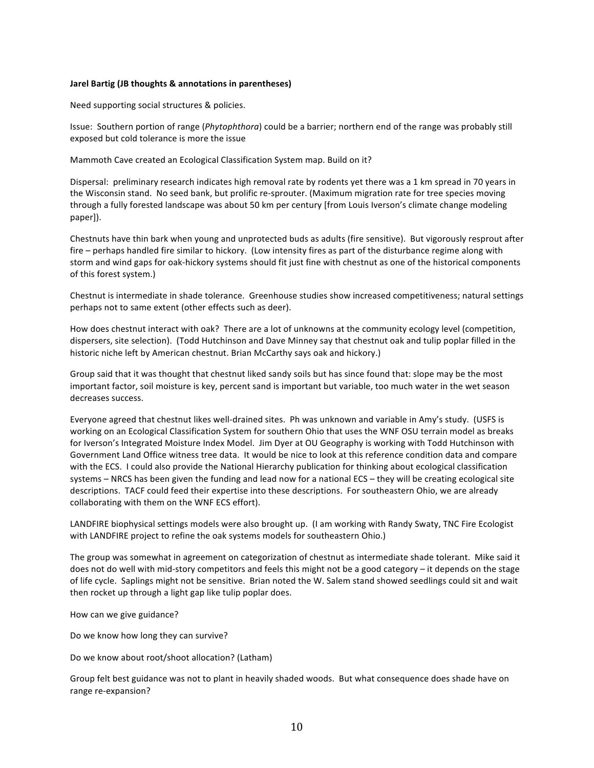**Jarel Bartig (JB thoughts & annotations in parentheses)**

Need supporting social structures & policies.

Issue: Southern portion of range (*Phytophthora*) could be a barrier; northern end of the range was probably still exposed but cold tolerance is more the issue

Mammoth Cave created an Ecological Classification System map. Build on it?

Dispersal: preliminary research indicates high removal rate by rodents yet there was a 1 km spread in 70 years in the Wisconsin stand. No seed bank, but prolific re-sprouter. (Maximum migration rate for tree species moving through a fully forested landscape was about 50 km per century [from Louis Iverson's climate change modeling paper]).

Chestnuts have thin bark when young and unprotected buds as adults (fire sensitive). But vigorously resprout after fire – perhaps handled fire similar to hickory. (Low intensity fires as part of the disturbance regime along with storm and wind gaps for oak-hickory systems should fit just fine with chestnut as one of the historical components of this forest system.)

Chestnut is intermediate in shade tolerance. Greenhouse studies show increased competitiveness; natural settings perhaps not to same extent (other effects such as deer).

How does chestnut interact with oak? There are a lot of unknowns at the community ecology level (competition, dispersers, site selection). (Todd Hutchinson and Dave Minney say that chestnut oak and tulip poplar filled in the historic niche left by American chestnut. Brian McCarthy says oak and hickory.)

Group said that it was thought that chestnut liked sandy soils but has since found that: slope may be the most important factor, soil moisture is key, percent sand is important but variable, too much water in the wet season decreases success.

Everyone agreed that chestnut likes well-drained sites. Ph was unknown and variable in Amy's study. (USFS is working on an Ecological Classification System for southern Ohio that uses the WNF OSU terrain model as breaks for Iverson's Integrated Moisture Index Model. Jim Dyer at OU Geography is working with Todd Hutchinson with Government Land Office witness tree data. It would be nice to look at this reference condition data and compare with the ECS. I could also provide the National Hierarchy publication for thinking about ecological classification systems – NRCS has been given the funding and lead now for a national ECS – they will be creating ecological site descriptions. TACF could feed their expertise into these descriptions. For southeastern Ohio, we are already collaborating with them on the WNF ECS effort).

LANDFIRE biophysical settings models were also brought up. (I am working with Randy Swaty, TNC Fire Ecologist with LANDFIRE project to refine the oak systems models for southeastern Ohio.)

The group was somewhat in agreement on categorization of chestnut as intermediate shade tolerant. Mike said it does not do well with mid-story competitors and feels this might not be a good category – it depends on the stage of life cycle. Saplings might not be sensitive. Brian noted the W. Salem stand showed seedlings could sit and wait then rocket up through a light gap like tulip poplar does.

How can we give guidance?

Do we know how long they can survive?

Do we know about root/shoot allocation? (Latham)

Group felt best guidance was not to plant in heavily shaded woods. But what consequence does shade have on range re-expansion?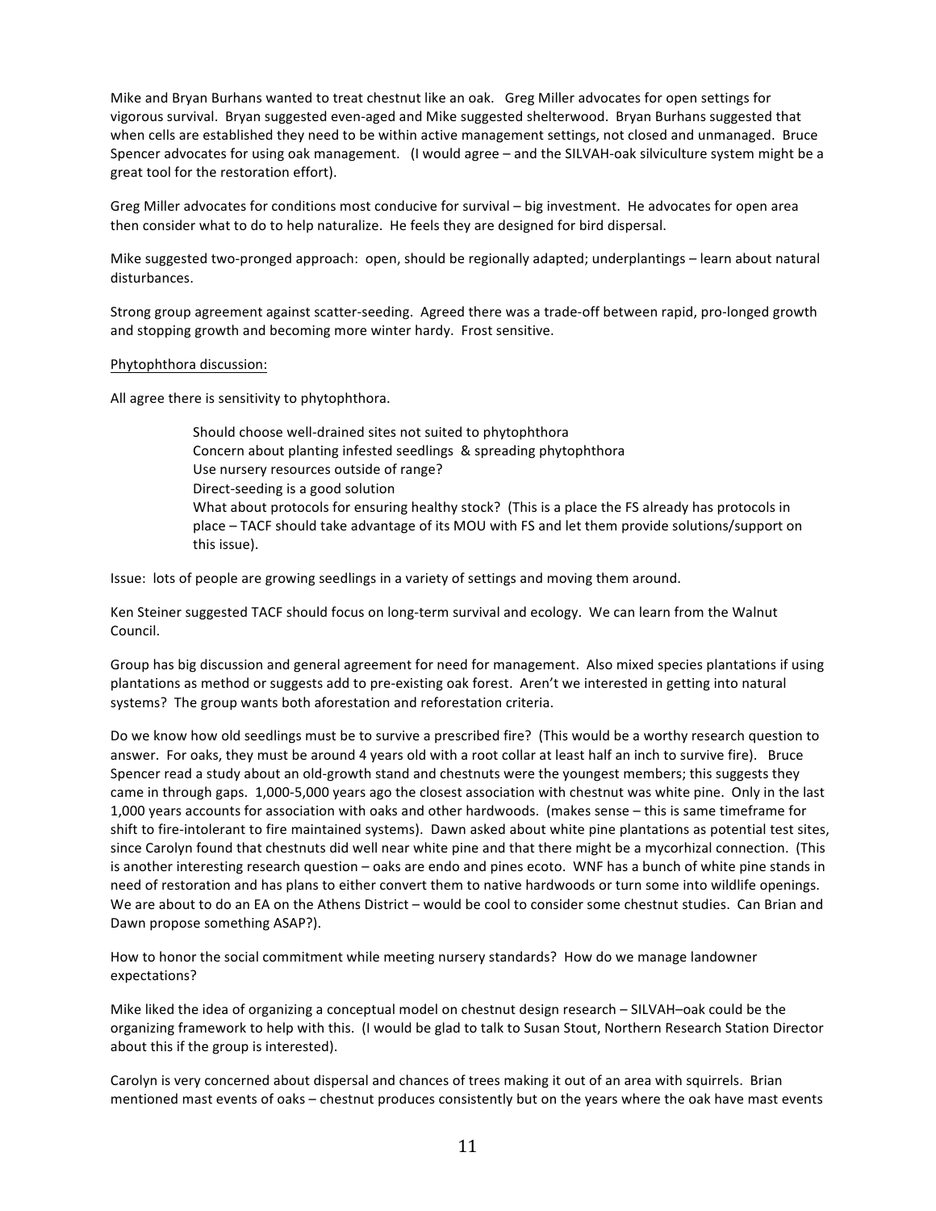Mike and Bryan Burhans wanted to treat chestnut like an oak. Greg Miller advocates for open settings for vigorous survival. Bryan suggested even-aged and Mike suggested shelterwood. Bryan Burhans suggested that when cells are established they need to be within active management settings, not closed and unmanaged. Bruce Spencer advocates for using oak management. (I would agree – and the SILVAH-oak silviculture system might be a great tool for the restoration effort).

Greg Miller advocates for conditions most conducive for survival – big investment. He advocates for open area then consider what to do to help naturalize. He feels they are designed for bird dispersal.

Mike suggested two-pronged approach: open, should be regionally adapted; underplantings – learn about natural disturbances.

Strong group agreement against scatter-seeding. Agreed there was a trade-off between rapid, pro-longed growth and stopping growth and becoming more winter hardy. Frost sensitive.

<u>Phytophthora discussion:</u>

All agree there is sensitivity to phytophthora.

> Should choose well-drained sites not suited to phytophthora
> Concern about planting infested seedlings & spreading phytophthora
> Use nursery resources outside of range?
> Direct-seeding is a good solution
> What about protocols for ensuring healthy stock? (This is a place the FS already has protocols in place – TACF should take advantage of its MOU with FS and let them provide solutions/support on this issue).

Issue: lots of people are growing seedlings in a variety of settings and moving them around.

Ken Steiner suggested TACF should focus on long-term survival and ecology. We can learn from the Walnut Council.

Group has big discussion and general agreement for need for management. Also mixed species plantations if using plantations as method or suggests add to pre-existing oak forest. Aren't we interested in getting into natural systems? The group wants both aforestation and reforestation criteria.

Do we know how old seedlings must be to survive a prescribed fire? (This would be a worthy research question to answer. For oaks, they must be around 4 years old with a root collar at least half an inch to survive fire). Bruce Spencer read a study about an old-growth stand and chestnuts were the youngest members; this suggests they came in through gaps. 1,000-5,000 years ago the closest association with chestnut was white pine. Only in the last 1,000 years accounts for association with oaks and other hardwoods. (makes sense – this is same timeframe for shift to fire-intolerant to fire maintained systems). Dawn asked about white pine plantations as potential test sites, since Carolyn found that chestnuts did well near white pine and that there might be a mycorhizal connection. (This is another interesting research question – oaks are endo and pines ecto. WNF has a bunch of white pine stands in need of restoration and has plans to either convert them to native hardwoods or turn some into wildlife openings. We are about to do an EA on the Athens District – would be cool to consider some chestnut studies. Can Brian and Dawn propose something ASAP?).

How to honor the social commitment while meeting nursery standards? How do we manage landowner expectations?

Mike liked the idea of organizing a conceptual model on chestnut design research – SILVAH–oak could be the organizing framework to help with this. (I would be glad to talk to Susan Stout, Northern Research Station Director about this if the group is interested).

Carolyn is very concerned about dispersal and chances of trees making it out of an area with squirrels. Brian mentioned mast events of oaks – chestnut produces consistently but on the years where the oak have mast events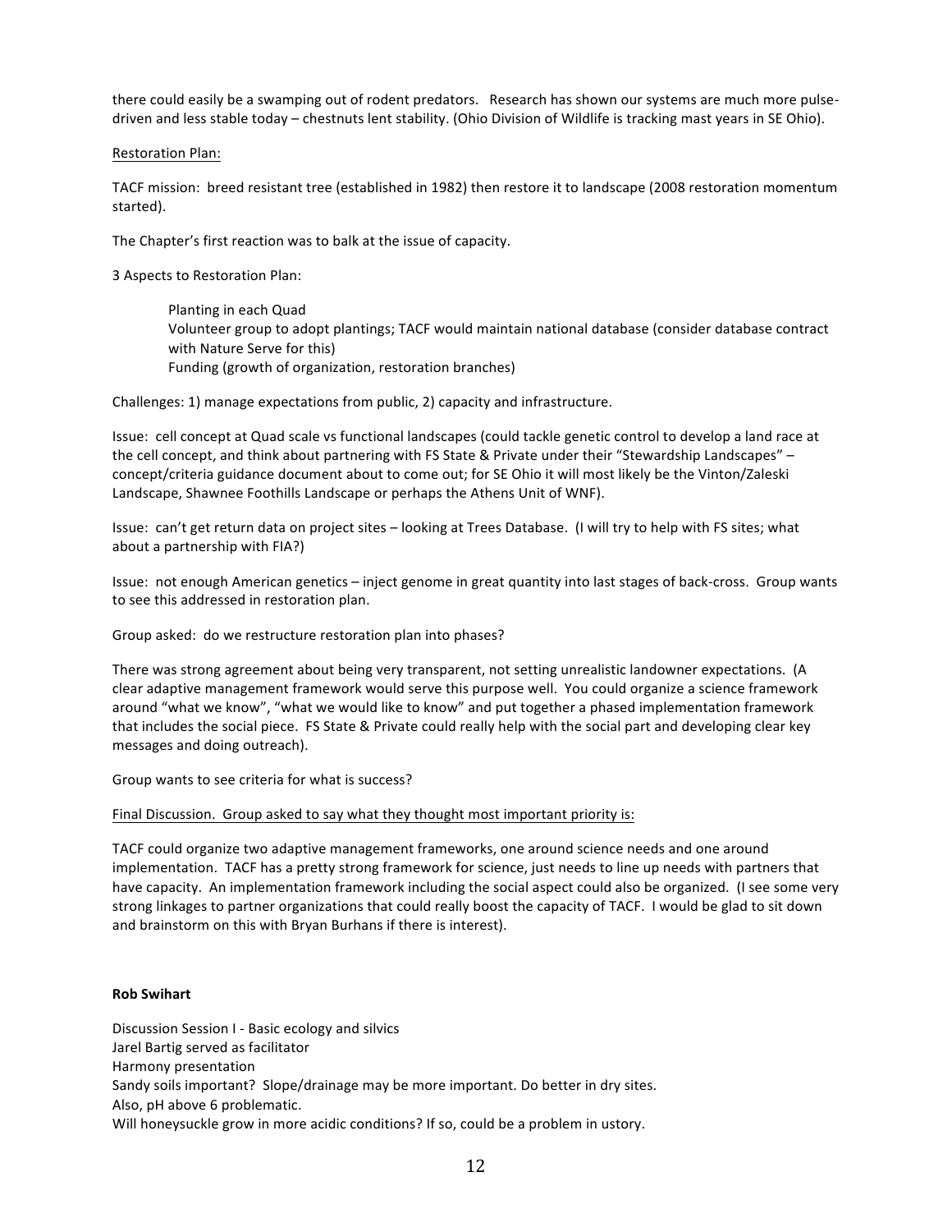there could easily be a swamping out of rodent predators. Research has shown our systems are much more pulse-driven and less stable today – chestnuts lent stability. (Ohio Division of Wildlife is tracking mast years in SE Ohio).

<u>Restoration Plan:</u>

TACF mission: breed resistant tree (established in 1982) then restore it to landscape (2008 restoration momentum started).

The Chapter's first reaction was to balk at the issue of capacity.

3 Aspects to Restoration Plan:

> Planting in each Quad
> Volunteer group to adopt plantings; TACF would maintain national database (consider database contract with Nature Serve for this)
> Funding (growth of organization, restoration branches)

Challenges: 1) manage expectations from public, 2) capacity and infrastructure.

Issue: cell concept at Quad scale vs functional landscapes (could tackle genetic control to develop a land race at the cell concept, and think about partnering with FS State & Private under their "Stewardship Landscapes" – concept/criteria guidance document about to come out; for SE Ohio it will most likely be the Vinton/Zaleski Landscape, Shawnee Foothills Landscape or perhaps the Athens Unit of WNF).

Issue: can't get return data on project sites – looking at Trees Database. (I will try to help with FS sites; what about a partnership with FIA?)

Issue: not enough American genetics – inject genome in great quantity into last stages of back-cross. Group wants to see this addressed in restoration plan.

Group asked: do we restructure restoration plan into phases?

There was strong agreement about being very transparent, not setting unrealistic landowner expectations. (A clear adaptive management framework would serve this purpose well. You could organize a science framework around "what we know", "what we would like to know" and put together a phased implementation framework that includes the social piece. FS State & Private could really help with the social part and developing clear key messages and doing outreach).

Group wants to see criteria for what is success?

<u>Final Discussion. Group asked to say what they thought most important priority is:</u>

TACF could organize two adaptive management frameworks, one around science needs and one around implementation. TACF has a pretty strong framework for science, just needs to line up needs with partners that have capacity. An implementation framework including the social aspect could also be organized. (I see some very strong linkages to partner organizations that could really boost the capacity of TACF. I would be glad to sit down and brainstorm on this with Bryan Burhans if there is interest).

**Rob Swihart**

Discussion Session I - Basic ecology and silvics
Jarel Bartig served as facilitator
Harmony presentation
Sandy soils important? Slope/drainage may be more important. Do better in dry sites.
Also, pH above 6 problematic.
Will honeysuckle grow in more acidic conditions? If so, could be a problem in ustory.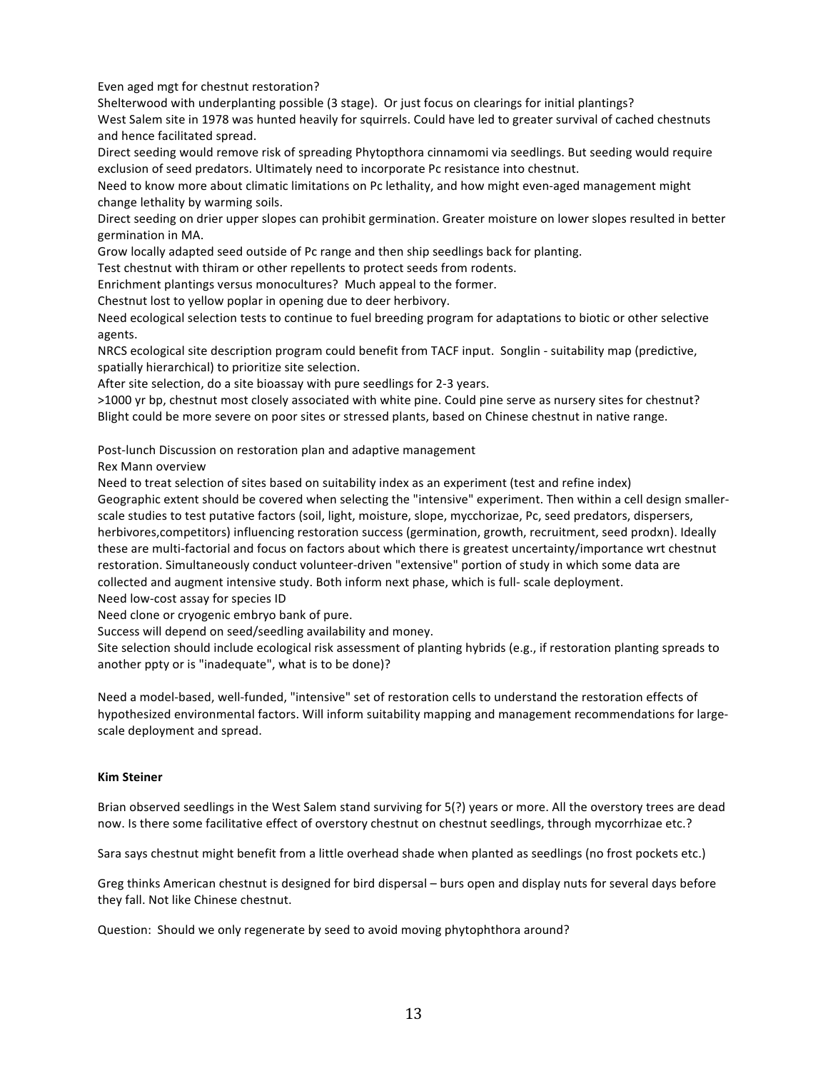Even aged mgt for chestnut restoration?

Shelterwood with underplanting possible (3 stage). Or just focus on clearings for initial plantings?

West Salem site in 1978 was hunted heavily for squirrels. Could have led to greater survival of cached chestnuts and hence facilitated spread.

Direct seeding would remove risk of spreading Phytopthora cinnamomi via seedlings. But seeding would require exclusion of seed predators. Ultimately need to incorporate Pc resistance into chestnut.

Need to know more about climatic limitations on Pc lethality, and how might even-aged management might change lethality by warming soils.

Direct seeding on drier upper slopes can prohibit germination. Greater moisture on lower slopes resulted in better germination in MA.

Grow locally adapted seed outside of Pc range and then ship seedlings back for planting.

Test chestnut with thiram or other repellents to protect seeds from rodents.

Enrichment plantings versus monocultures? Much appeal to the former.

Chestnut lost to yellow poplar in opening due to deer herbivory.

Need ecological selection tests to continue to fuel breeding program for adaptations to biotic or other selective agents.

NRCS ecological site description program could benefit from TACF input. Songlin - suitability map (predictive, spatially hierarchical) to prioritize site selection.

After site selection, do a site bioassay with pure seedlings for 2-3 years.

>1000 yr bp, chestnut most closely associated with white pine. Could pine serve as nursery sites for chestnut?

Blight could be more severe on poor sites or stressed plants, based on Chinese chestnut in native range.

Post-lunch Discussion on restoration plan and adaptive management

Rex Mann overview

Need to treat selection of sites based on suitability index as an experiment (test and refine index)

Geographic extent should be covered when selecting the "intensive" experiment. Then within a cell design smaller-scale studies to test putative factors (soil, light, moisture, slope, mycchorizae, Pc, seed predators, dispersers, herbivores,competitors) influencing restoration success (germination, growth, recruitment, seed prodxn). Ideally these are multi-factorial and focus on factors about which there is greatest uncertainty/importance wrt chestnut restoration. Simultaneously conduct volunteer-driven "extensive" portion of study in which some data are collected and augment intensive study. Both inform next phase, which is full- scale deployment.

Need low-cost assay for species ID

Need clone or cryogenic embryo bank of pure.

Success will depend on seed/seedling availability and money.

Site selection should include ecological risk assessment of planting hybrids (e.g., if restoration planting spreads to another ppty or is "inadequate", what is to be done)?

Need a model-based, well-funded, "intensive" set of restoration cells to understand the restoration effects of hypothesized environmental factors. Will inform suitability mapping and management recommendations for large-scale deployment and spread.

**Kim Steiner**

Brian observed seedlings in the West Salem stand surviving for 5(?) years or more. All the overstory trees are dead now. Is there some facilitative effect of overstory chestnut on chestnut seedlings, through mycorrhizae etc.?

Sara says chestnut might benefit from a little overhead shade when planted as seedlings (no frost pockets etc.)

Greg thinks American chestnut is designed for bird dispersal – burs open and display nuts for several days before they fall. Not like Chinese chestnut.

Question: Should we only regenerate by seed to avoid moving phytophthora around?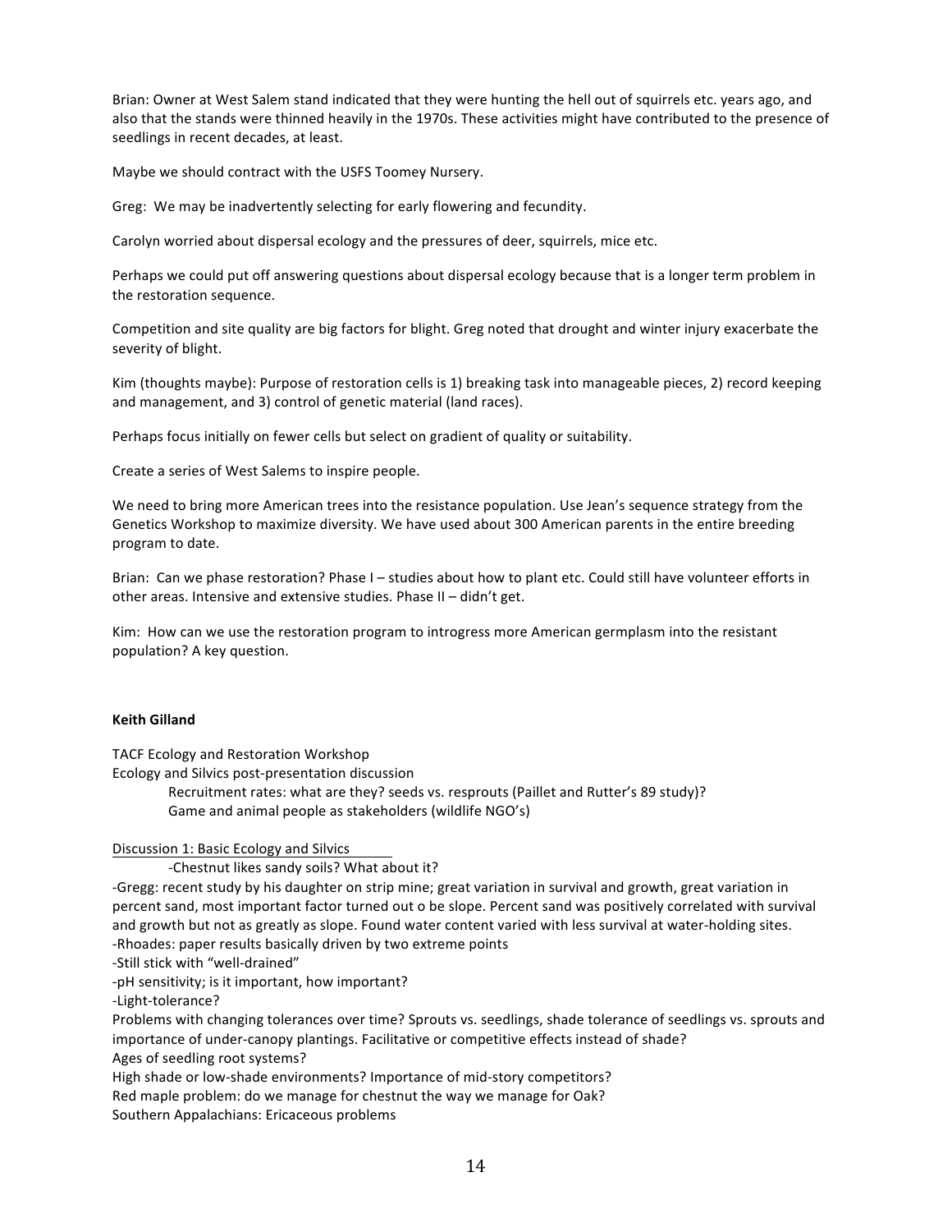Brian: Owner at West Salem stand indicated that they were hunting the hell out of squirrels etc. years ago, and also that the stands were thinned heavily in the 1970s. These activities might have contributed to the presence of seedlings in recent decades, at least.

Maybe we should contract with the USFS Toomey Nursery.

Greg: We may be inadvertently selecting for early flowering and fecundity.

Carolyn worried about dispersal ecology and the pressures of deer, squirrels, mice etc.

Perhaps we could put off answering questions about dispersal ecology because that is a longer term problem in the restoration sequence.

Competition and site quality are big factors for blight. Greg noted that drought and winter injury exacerbate the severity of blight.

Kim (thoughts maybe): Purpose of restoration cells is 1) breaking task into manageable pieces, 2) record keeping and management, and 3) control of genetic material (land races).

Perhaps focus initially on fewer cells but select on gradient of quality or suitability.

Create a series of West Salems to inspire people.

We need to bring more American trees into the resistance population. Use Jean's sequence strategy from the Genetics Workshop to maximize diversity. We have used about 300 American parents in the entire breeding program to date.

Brian: Can we phase restoration? Phase I – studies about how to plant etc. Could still have volunteer efforts in other areas. Intensive and extensive studies. Phase II – didn't get.

Kim: How can we use the restoration program to introgress more American germplasm into the resistant population? A key question.

**Keith Gilland**

TACF Ecology and Restoration Workshop
Ecology and Silvics post-presentation discussion

Recruitment rates: what are they? seeds vs. resprouts (Paillet and Rutter's 89 study)?
Game and animal people as stakeholders (wildlife NGO's)

<u>Discussion 1: Basic Ecology and Silvics</u>

-Chestnut likes sandy soils? What about it?

-Gregg: recent study by his daughter on strip mine; great variation in survival and growth, great variation in percent sand, most important factor turned out o be slope. Percent sand was positively correlated with survival and growth but not as greatly as slope. Found water content varied with less survival at water-holding sites.
-Rhoades: paper results basically driven by two extreme points
-Still stick with "well-drained"
-pH sensitivity; is it important, how important?
-Light-tolerance?
Problems with changing tolerances over time? Sprouts vs. seedlings, shade tolerance of seedlings vs. sprouts and importance of under-canopy plantings. Facilitative or competitive effects instead of shade?
Ages of seedling root systems?
High shade or low-shade environments? Importance of mid-story competitors?
Red maple problem: do we manage for chestnut the way we manage for Oak?
Southern Appalachians: Ericaceous problems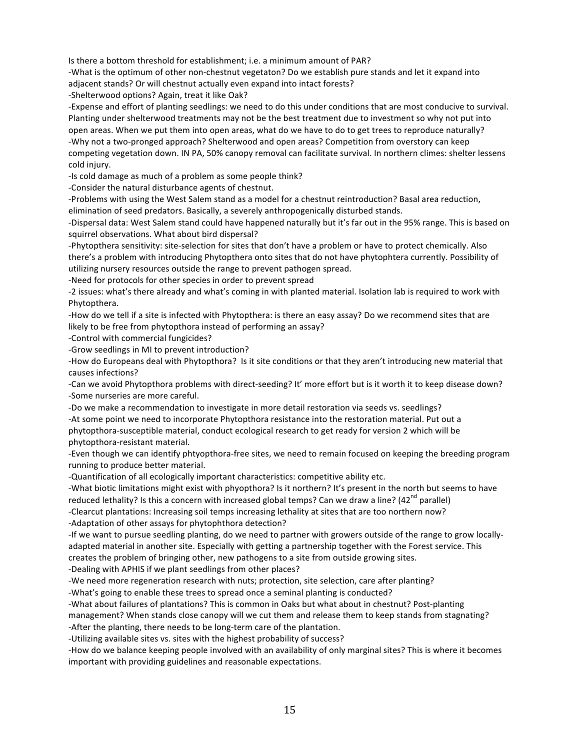Is there a bottom threshold for establishment; i.e. a minimum amount of PAR?

-What is the optimum of other non-chestnut vegetaton? Do we establish pure stands and let it expand into adjacent stands? Or will chestnut actually even expand into intact forests?

-Shelterwood options? Again, treat it like Oak?

-Expense and effort of planting seedlings: we need to do this under conditions that are most conducive to survival. Planting under shelterwood treatments may not be the best treatment due to investment so why not put into open areas. When we put them into open areas, what do we have to do to get trees to reproduce naturally?

-Why not a two-pronged approach? Shelterwood and open areas? Competition from overstory can keep competing vegetation down. IN PA, 50% canopy removal can facilitate survival. In northern climes: shelter lessens cold injury.

-Is cold damage as much of a problem as some people think?

-Consider the natural disturbance agents of chestnut.

-Problems with using the West Salem stand as a model for a chestnut reintroduction? Basal area reduction, elimination of seed predators. Basically, a severely anthropogenically disturbed stands.

-Dispersal data: West Salem stand could have happened naturally but it's far out in the 95% range. This is based on squirrel observations. What about bird dispersal?

-Phytopthera sensitivity: site-selection for sites that don't have a problem or have to protect chemically. Also there's a problem with introducing Phytopthera onto sites that do not have phytophtera currently. Possibility of utilizing nursery resources outside the range to prevent pathogen spread.

-Need for protocols for other species in order to prevent spread

-2 issues: what's there already and what's coming in with planted material. Isolation lab is required to work with Phytopthera.

-How do we tell if a site is infected with Phytopthera: is there an easy assay? Do we recommend sites that are likely to be free from phytopthora instead of performing an assay?

-Control with commercial fungicides?

-Grow seedlings in MI to prevent introduction?

-How do Europeans deal with Phytopthora? Is it site conditions or that they aren't introducing new material that causes infections?

-Can we avoid Phytopthora problems with direct-seeding? It' more effort but is it worth it to keep disease down?

-Some nurseries are more careful.

-Do we make a recommendation to investigate in more detail restoration via seeds vs. seedlings?

-At some point we need to incorporate Phytopthora resistance into the restoration material. Put out a phytopthora-susceptible material, conduct ecological research to get ready for version 2 which will be phytopthora-resistant material.

-Even though we can identify phtyopthora-free sites, we need to remain focused on keeping the breeding program running to produce better material.

-Quantification of all ecologically important characteristics: competitive ability etc.

-What biotic limitations might exist with phyopthora? Is it northern? It's present in the north but seems to have reduced lethality? Is this a concern with increased global temps? Can we draw a line? (42nd parallel)

-Clearcut plantations: Increasing soil temps increasing lethality at sites that are too northern now?

-Adaptation of other assays for phytophthora detection?

-If we want to pursue seedling planting, do we need to partner with growers outside of the range to grow locally-adapted material in another site. Especially with getting a partnership together with the Forest service. This creates the problem of bringing other, new pathogens to a site from outside growing sites.

-Dealing with APHIS if we plant seedlings from other places?

-We need more regeneration research with nuts; protection, site selection, care after planting?

-What's going to enable these trees to spread once a seminal planting is conducted?

-What about failures of plantations? This is common in Oaks but what about in chestnut? Post-planting management? When stands close canopy will we cut them and release them to keep stands from stagnating?

-After the planting, there needs to be long-term care of the plantation.

-Utilizing available sites vs. sites with the highest probability of success?

-How do we balance keeping people involved with an availability of only marginal sites? This is where it becomes important with providing guidelines and reasonable expectations.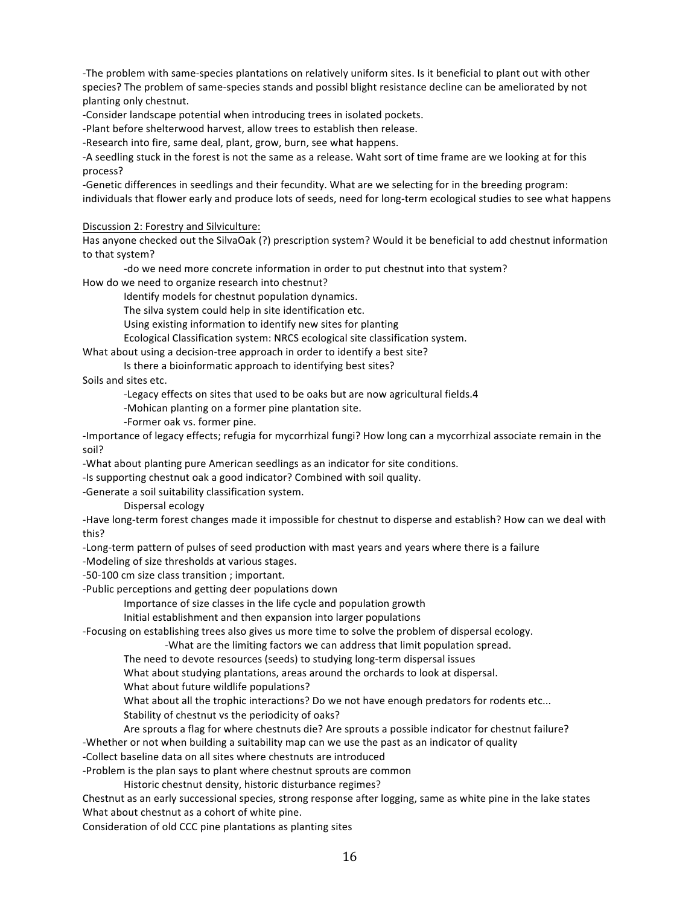-The problem with same-species plantations on relatively uniform sites. Is it beneficial to plant out with other species? The problem of same-species stands and possibl blight resistance decline can be ameliorated by not planting only chestnut.
-Consider landscape potential when introducing trees in isolated pockets.
-Plant before shelterwood harvest, allow trees to establish then release.
-Research into fire, same deal, plant, grow, burn, see what happens.
-A seedling stuck in the forest is not the same as a release. Waht sort of time frame are we looking at for this process?
-Genetic differences in seedlings and their fecundity. What are we selecting for in the breeding program: individuals that flower early and produce lots of seeds, need for long-term ecological studies to see what happens

<u>Discussion 2: Forestry and Silviculture:</u>

Has anyone checked out the SilvaOak (?) prescription system? Would it be beneficial to add chestnut information to that system?

    -do we need more concrete information in order to put chestnut into that system?

How do we need to organize research into chestnut?

    Identify models for chestnut population dynamics.
    The silva system could help in site identification etc.
    Using existing information to identify new sites for planting
    Ecological Classification system: NRCS ecological site classification system.

What about using a decision-tree approach in order to identify a best site?

    Is there a bioinformatic approach to identifying best sites?

Soils and sites etc.

    -Legacy effects on sites that used to be oaks but are now agricultural fields.4
    -Mohican planting on a former pine plantation site.
    -Former oak vs. former pine.

-Importance of legacy effects; refugia for mycorrhizal fungi? How long can a mycorrhizal associate remain in the soil?
-What about planting pure American seedlings as an indicator for site conditions.
-Is supporting chestnut oak a good indicator? Combined with soil quality.
-Generate a soil suitability classification system.

    Dispersal ecology

-Have long-term forest changes made it impossible for chestnut to disperse and establish? How can we deal with this?
-Long-term pattern of pulses of seed production with mast years and years where there is a failure
-Modeling of size thresholds at various stages.
-50-100 cm size class transition ; important.
-Public perceptions and getting deer populations down

    Importance of size classes in the life cycle and population growth
    Initial establishment and then expansion into larger populations

-Focusing on establishing trees also gives us more time to solve the problem of dispersal ecology.

        -What are the limiting factors we can address that limit population spread.

    The need to devote resources (seeds) to studying long-term dispersal issues
    What about studying plantations, areas around the orchards to look at dispersal.
    What about future wildlife populations?
    What about all the trophic interactions? Do we not have enough predators for rodents etc...
    Stability of chestnut vs the periodicity of oaks?
    Are sprouts a flag for where chestnuts die? Are sprouts a possible indicator for chestnut failure?

-Whether or not when building a suitability map can we use the past as an indicator of quality
-Collect baseline data on all sites where chestnuts are introduced
-Problem is the plan says to plant where chestnut sprouts are common

    Historic chestnut density, historic disturbance regimes?

Chestnut as an early successional species, strong response after logging, same as white pine in the lake states
What about chestnut as a cohort of white pine.
Consideration of old CCC pine plantations as planting sites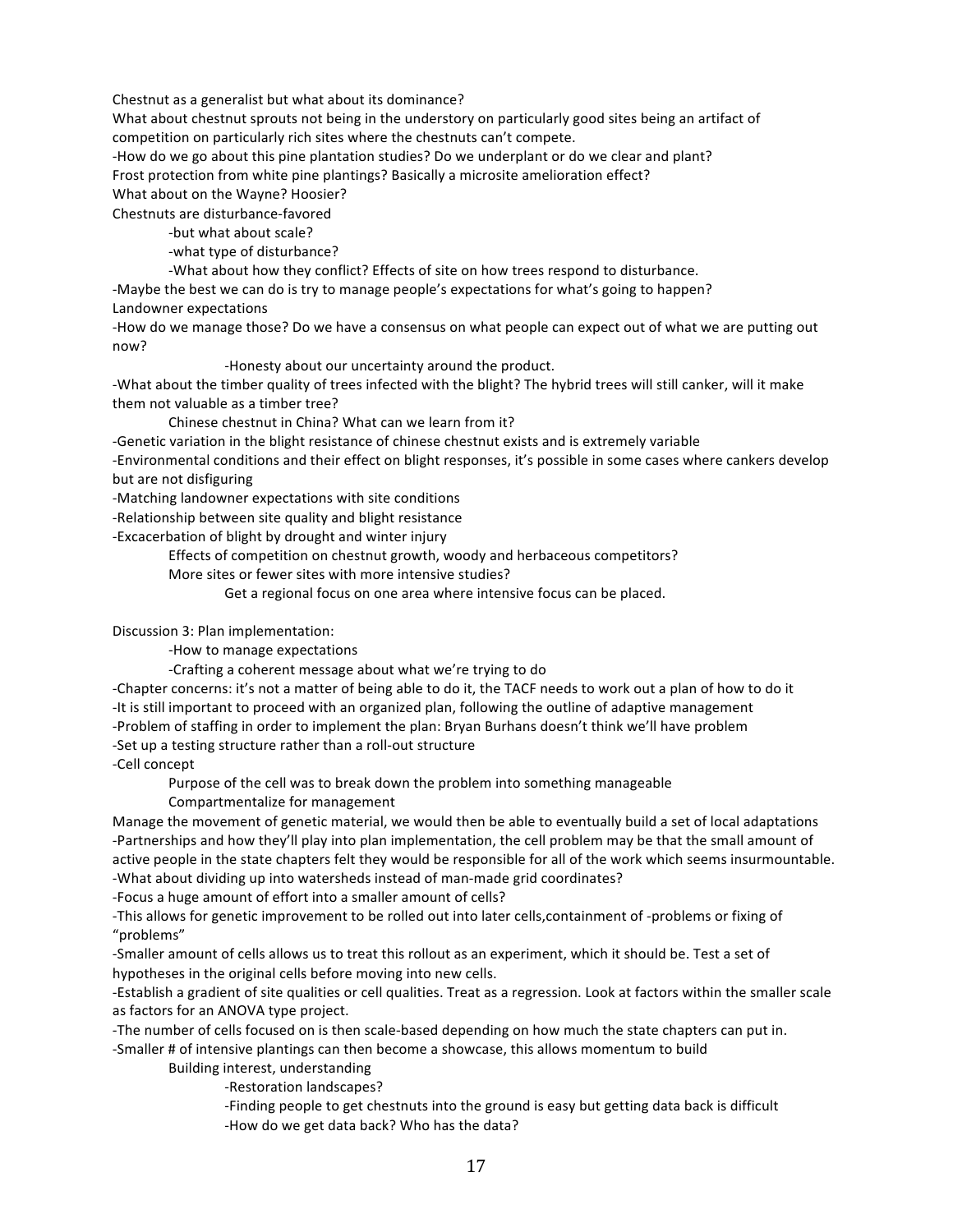Chestnut as a generalist but what about its dominance?

What about chestnut sprouts not being in the understory on particularly good sites being an artifact of competition on particularly rich sites where the chestnuts can't compete.

-How do we go about this pine plantation studies? Do we underplant or do we clear and plant?

Frost protection from white pine plantings? Basically a microsite amelioration effect?

What about on the Wayne? Hoosier?

Chestnuts are disturbance-favored

- -but what about scale?
- -what type of disturbance?
- -What about how they conflict? Effects of site on how trees respond to disturbance.

-Maybe the best we can do is try to manage people's expectations for what's going to happen?

Landowner expectations

-How do we manage those? Do we have a consensus on what people can expect out of what we are putting out now?

- -Honesty about our uncertainty around the product.

-What about the timber quality of trees infected with the blight? The hybrid trees will still canker, will it make them not valuable as a timber tree?

- Chinese chestnut in China? What can we learn from it?

-Genetic variation in the blight resistance of chinese chestnut exists and is extremely variable

-Environmental conditions and their effect on blight responses, it's possible in some cases where cankers develop but are not disfiguring

-Matching landowner expectations with site conditions

-Relationship between site quality and blight resistance

-Excacerbation of blight by drought and winter injury

- Effects of competition on chestnut growth, woody and herbaceous competitors?
- More sites or fewer sites with more intensive studies?
  - Get a regional focus on one area where intensive focus can be placed.

Discussion 3: Plan implementation:

- -How to manage expectations
- -Crafting a coherent message about what we're trying to do

-Chapter concerns: it's not a matter of being able to do it, the TACF needs to work out a plan of how to do it

-It is still important to proceed with an organized plan, following the outline of adaptive management

-Problem of staffing in order to implement the plan: Bryan Burhans doesn't think we'll have problem

-Set up a testing structure rather than a roll-out structure

-Cell concept

- Purpose of the cell was to break down the problem into something manageable
- Compartmentalize for management

Manage the movement of genetic material, we would then be able to eventually build a set of local adaptations

-Partnerships and how they'll play into plan implementation, the cell problem may be that the small amount of active people in the state chapters felt they would be responsible for all of the work which seems insurmountable.

-What about dividing up into watersheds instead of man-made grid coordinates?

-Focus a huge amount of effort into a smaller amount of cells?

-This allows for genetic improvement to be rolled out into later cells,containment of -problems or fixing of "problems"

-Smaller amount of cells allows us to treat this rollout as an experiment, which it should be. Test a set of hypotheses in the original cells before moving into new cells.

-Establish a gradient of site qualities or cell qualities. Treat as a regression. Look at factors within the smaller scale as factors for an ANOVA type project.

-The number of cells focused on is then scale-based depending on how much the state chapters can put in.

-Smaller # of intensive plantings can then become a showcase, this allows momentum to build

- Building interest, understanding
  - -Restoration landscapes?
  - -Finding people to get chestnuts into the ground is easy but getting data back is difficult
  - -How do we get data back? Who has the data?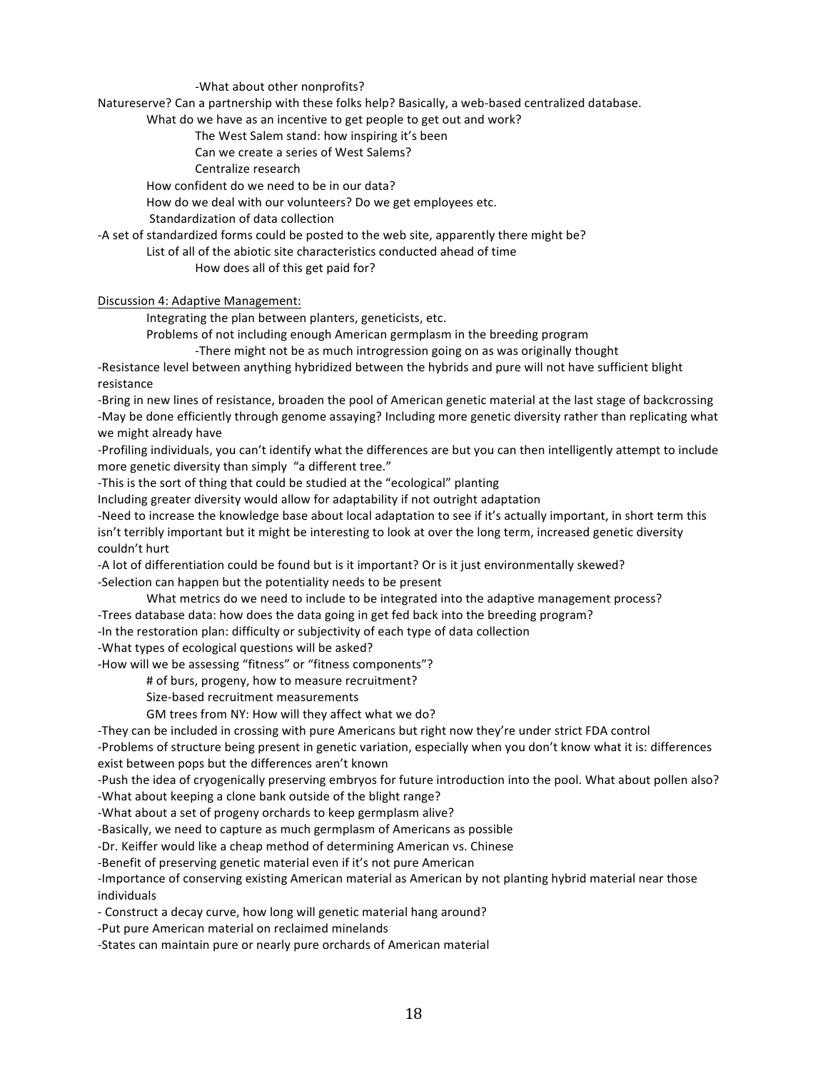-What about other nonprofits?

Natureserve? Can a partnership with these folks help? Basically, a web-based centralized database.

What do we have as an incentive to get people to get out and work?

The West Salem stand: how inspiring it's been

Can we create a series of West Salems?

Centralize research

How confident do we need to be in our data?

How do we deal with our volunteers? Do we get employees etc.

Standardization of data collection

-A set of standardized forms could be posted to the web site, apparently there might be?

List of all of the abiotic site characteristics conducted ahead of time

How does all of this get paid for?

<u>Discussion 4: Adaptive Management:</u>

Integrating the plan between planters, geneticists, etc.

Problems of not including enough American germplasm in the breeding program

-There might not be as much introgression going on as was originally thought

-Resistance level between anything hybridized between the hybrids and pure will not have sufficient blight resistance

-Bring in new lines of resistance, broaden the pool of American genetic material at the last stage of backcrossing

-May be done efficiently through genome assaying? Including more genetic diversity rather than replicating what we might already have

-Profiling individuals, you can't identify what the differences are but you can then intelligently attempt to include more genetic diversity than simply "a different tree."

-This is the sort of thing that could be studied at the "ecological" planting

Including greater diversity would allow for adaptability if not outright adaptation

-Need to increase the knowledge base about local adaptation to see if it's actually important, in short term this isn't terribly important but it might be interesting to look at over the long term, increased genetic diversity couldn't hurt

-A lot of differentiation could be found but is it important? Or is it just environmentally skewed?

-Selection can happen but the potentiality needs to be present

What metrics do we need to include to be integrated into the adaptive management process?

-Trees database data: how does the data going in get fed back into the breeding program?

-In the restoration plan: difficulty or subjectivity of each type of data collection

-What types of ecological questions will be asked?

-How will we be assessing "fitness" or "fitness components"?

# of burs, progeny, how to measure recruitment?

Size-based recruitment measurements

GM trees from NY: How will they affect what we do?

-They can be included in crossing with pure Americans but right now they're under strict FDA control

-Problems of structure being present in genetic variation, especially when you don't know what it is: differences exist between pops but the differences aren't known

-Push the idea of cryogenically preserving embryos for future introduction into the pool. What about pollen also?

-What about keeping a clone bank outside of the blight range?

-What about a set of progeny orchards to keep germplasm alive?

-Basically, we need to capture as much germplasm of Americans as possible

-Dr. Keiffer would like a cheap method of determining American vs. Chinese

-Benefit of preserving genetic material even if it's not pure American

-Importance of conserving existing American material as American by not planting hybrid material near those individuals

- Construct a decay curve, how long will genetic material hang around?

-Put pure American material on reclaimed minelands

-States can maintain pure or nearly pure orchards of American material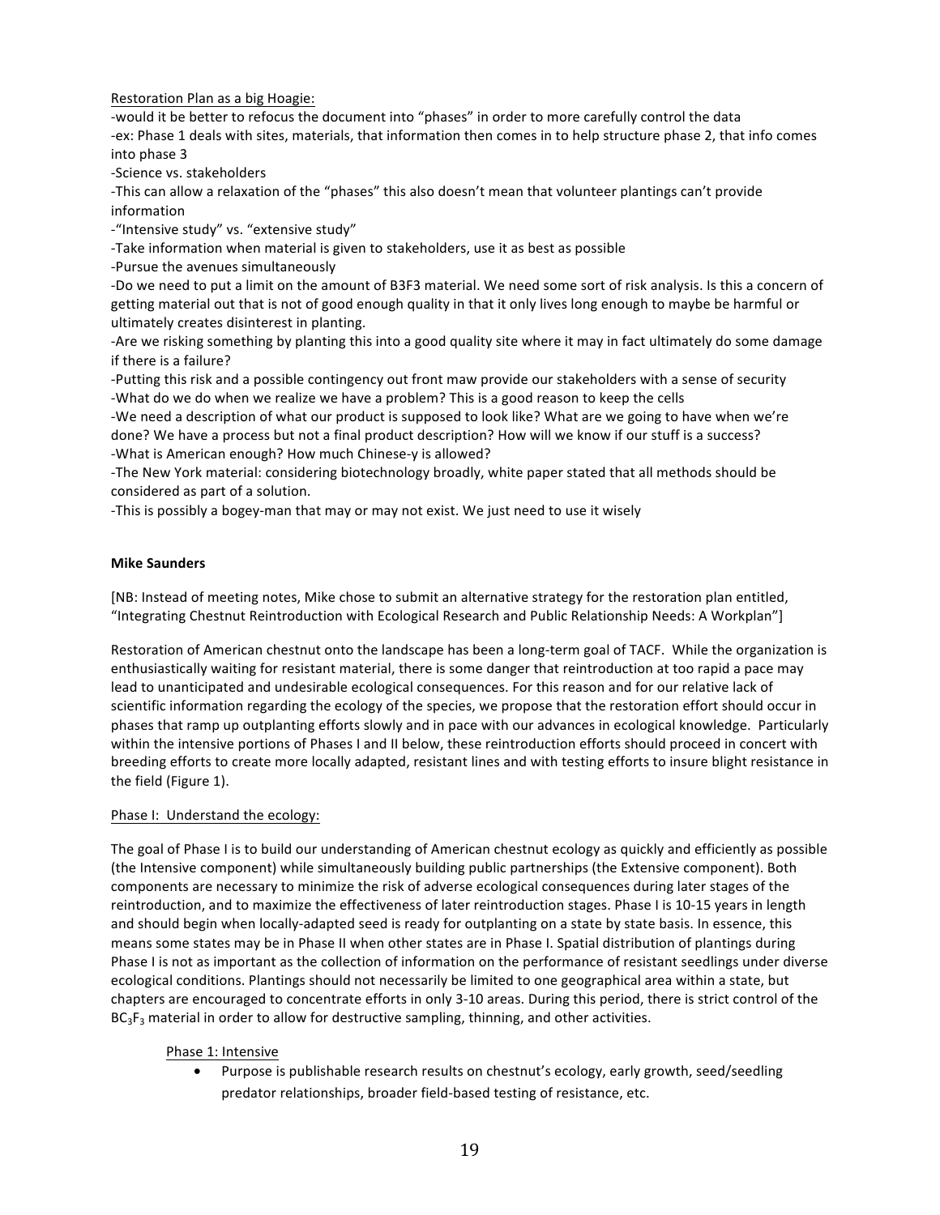Restoration Plan as a big Hoagie:

-would it be better to refocus the document into "phases" in order to more carefully control the data

-ex: Phase 1 deals with sites, materials, that information then comes in to help structure phase 2, that info comes into phase 3

-Science vs. stakeholders

-This can allow a relaxation of the "phases" this also doesn't mean that volunteer plantings can't provide information

-"Intensive study" vs. "extensive study"

-Take information when material is given to stakeholders, use it as best as possible

-Pursue the avenues simultaneously

-Do we need to put a limit on the amount of B3F3 material. We need some sort of risk analysis. Is this a concern of getting material out that is not of good enough quality in that it only lives long enough to maybe be harmful or ultimately creates disinterest in planting.

-Are we risking something by planting this into a good quality site where it may in fact ultimately do some damage if there is a failure?

-Putting this risk and a possible contingency out front maw provide our stakeholders with a sense of security

-What do we do when we realize we have a problem? This is a good reason to keep the cells

-We need a description of what our product is supposed to look like? What are we going to have when we're done? We have a process but not a final product description? How will we know if our stuff is a success?

-What is American enough? How much Chinese-y is allowed?

-The New York material: considering biotechnology broadly, white paper stated that all methods should be considered as part of a solution.

-This is possibly a bogey-man that may or may not exist. We just need to use it wisely

**Mike Saunders**

[NB: Instead of meeting notes, Mike chose to submit an alternative strategy for the restoration plan entitled, "Integrating Chestnut Reintroduction with Ecological Research and Public Relationship Needs: A Workplan"]

Restoration of American chestnut onto the landscape has been a long-term goal of TACF. While the organization is enthusiastically waiting for resistant material, there is some danger that reintroduction at too rapid a pace may lead to unanticipated and undesirable ecological consequences. For this reason and for our relative lack of scientific information regarding the ecology of the species, we propose that the restoration effort should occur in phases that ramp up outplanting efforts slowly and in pace with our advances in ecological knowledge. Particularly within the intensive portions of Phases I and II below, these reintroduction efforts should proceed in concert with breeding efforts to create more locally adapted, resistant lines and with testing efforts to insure blight resistance in the field (Figure 1).

Phase I: Understand the ecology:

The goal of Phase I is to build our understanding of American chestnut ecology as quickly and efficiently as possible (the Intensive component) while simultaneously building public partnerships (the Extensive component). Both components are necessary to minimize the risk of adverse ecological consequences during later stages of the reintroduction, and to maximize the effectiveness of later reintroduction stages. Phase I is 10-15 years in length and should begin when locally-adapted seed is ready for outplanting on a state by state basis. In essence, this means some states may be in Phase II when other states are in Phase I. Spatial distribution of plantings during Phase I is not as important as the collection of information on the performance of resistant seedlings under diverse ecological conditions. Plantings should not necessarily be limited to one geographical area within a state, but chapters are encouraged to concentrate efforts in only 3-10 areas. During this period, there is strict control of the $BC_3F_3$ material in order to allow for destructive sampling, thinning, and other activities.

Phase 1: Intensive

- Purpose is publishable research results on chestnut's ecology, early growth, seed/seedling predator relationships, broader field-based testing of resistance, etc.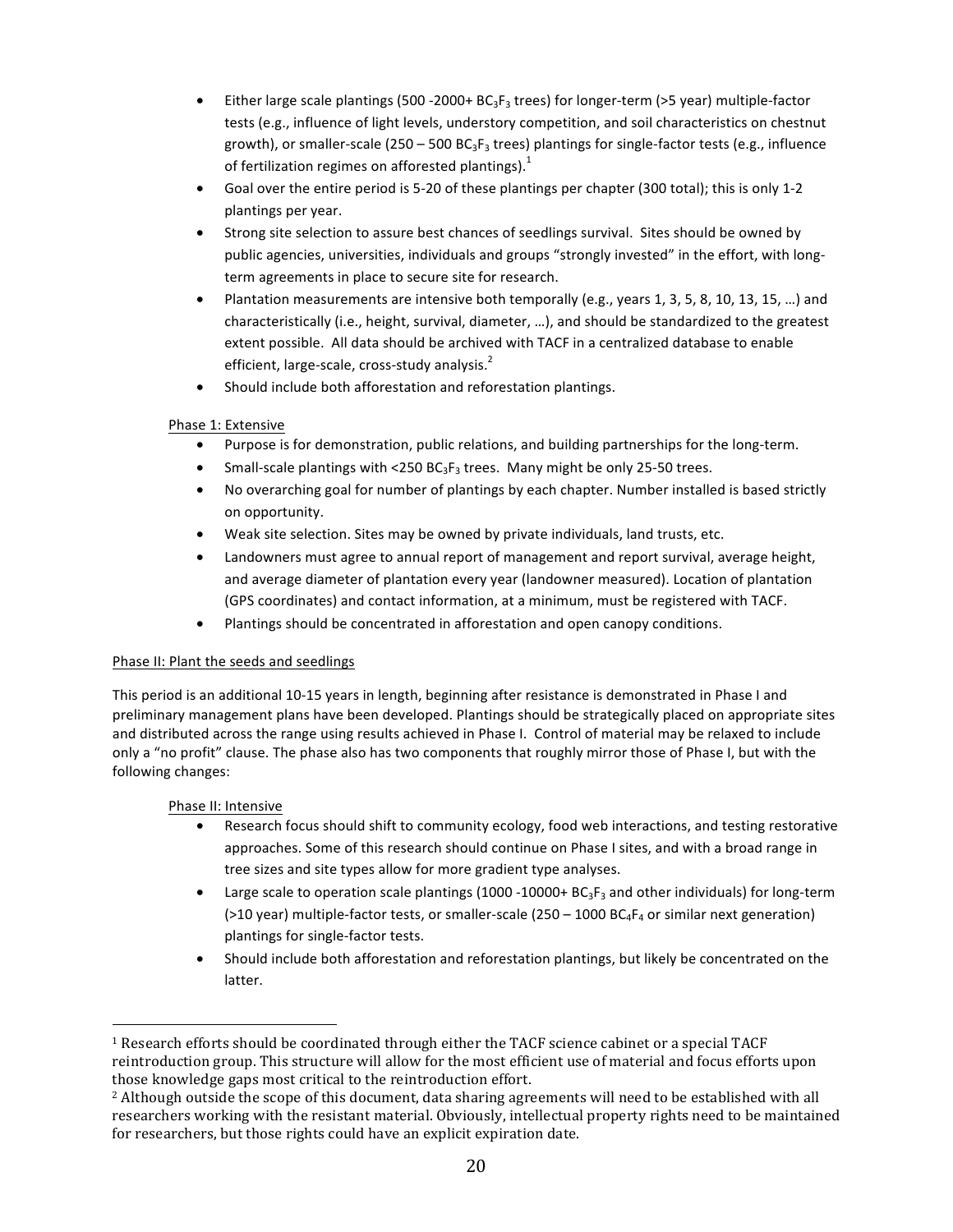- Either large scale plantings (500 -2000+ $BC_3F_3$ trees) for longer-term (>5 year) multiple-factor tests (e.g., influence of light levels, understory competition, and soil characteristics on chestnut growth), or smaller-scale (250 – 500 $BC_3F_3$ trees) plantings for single-factor tests (e.g., influence of fertilization regimes on afforested plantings).[1]
- Goal over the entire period is 5-20 of these plantings per chapter (300 total); this is only 1-2 plantings per year.
- Strong site selection to assure best chances of seedlings survival. Sites should be owned by public agencies, universities, individuals and groups "strongly invested" in the effort, with long-term agreements in place to secure site for research.
- Plantation measurements are intensive both temporally (e.g., years 1, 3, 5, 8, 10, 13, 15, …) and characteristically (i.e., height, survival, diameter, …), and should be standardized to the greatest extent possible. All data should be archived with TACF in a centralized database to enable efficient, large-scale, cross-study analysis.[2]
- Should include both afforestation and reforestation plantings.

Phase 1: Extensive

- Purpose is for demonstration, public relations, and building partnerships for the long-term.
- Small-scale plantings with <250 $BC_3F_3$ trees. Many might be only 25-50 trees.
- No overarching goal for number of plantings by each chapter. Number installed is based strictly on opportunity.
- Weak site selection. Sites may be owned by private individuals, land trusts, etc.
- Landowners must agree to annual report of management and report survival, average height, and average diameter of plantation every year (landowner measured). Location of plantation (GPS coordinates) and contact information, at a minimum, must be registered with TACF.
- Plantings should be concentrated in afforestation and open canopy conditions.

Phase II: Plant the seeds and seedlings

This period is an additional 10-15 years in length, beginning after resistance is demonstrated in Phase I and preliminary management plans have been developed. Plantings should be strategically placed on appropriate sites and distributed across the range using results achieved in Phase I. Control of material may be relaxed to include only a "no profit" clause. The phase also has two components that roughly mirror those of Phase I, but with the following changes:

Phase II: Intensive

- Research focus should shift to community ecology, food web interactions, and testing restorative approaches. Some of this research should continue on Phase I sites, and with a broad range in tree sizes and site types allow for more gradient type analyses.
- Large scale to operation scale plantings (1000 -10000+ $BC_3F_3$ and other individuals) for long-term (>10 year) multiple-factor tests, or smaller-scale (250 – 1000 $BC_4F_4$ or similar next generation) plantings for single-factor tests.
- Should include both afforestation and reforestation plantings, but likely be concentrated on the latter.

[1] Research efforts should be coordinated through either the TACF science cabinet or a special TACF reintroduction group. This structure will allow for the most efficient use of material and focus efforts upon those knowledge gaps most critical to the reintroduction effort.

[2] Although outside the scope of this document, data sharing agreements will need to be established with all researchers working with the resistant material. Obviously, intellectual property rights need to be maintained for researchers, but those rights could have an explicit expiration date.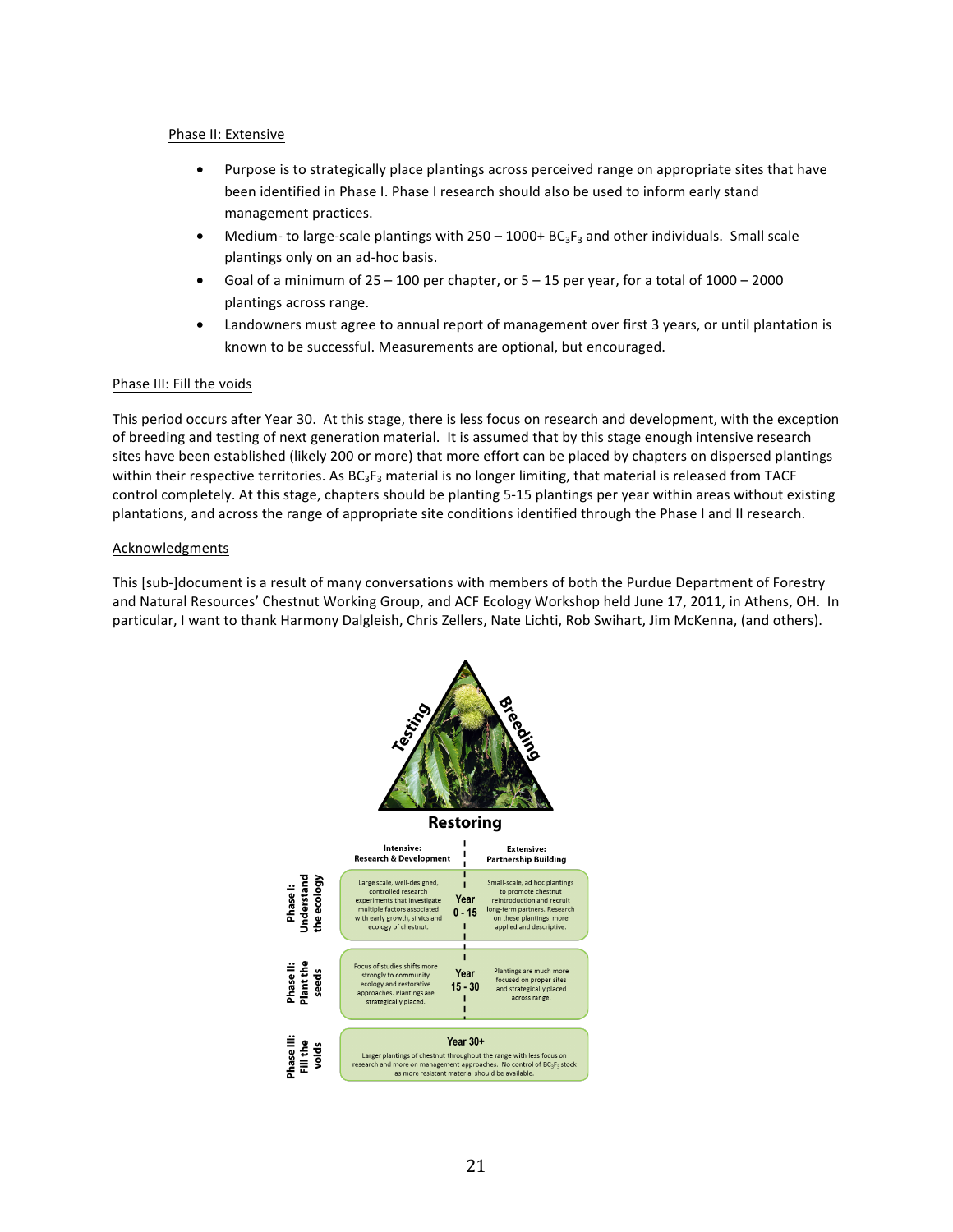Phase II: Extensive

- Purpose is to strategically place plantings across perceived range on appropriate sites that have been identified in Phase I. Phase I research should also be used to inform early stand management practices.
- Medium- to large-scale plantings with 250 – 1000+ $BC_3F_3$ and other individuals. Small scale plantings only on an ad-hoc basis.
- Goal of a minimum of 25 – 100 per chapter, or 5 – 15 per year, for a total of 1000 – 2000 plantings across range.
- Landowners must agree to annual report of management over first 3 years, or until plantation is known to be successful. Measurements are optional, but encouraged.

Phase III: Fill the voids

This period occurs after Year 30. At this stage, there is less focus on research and development, with the exception of breeding and testing of next generation material. It is assumed that by this stage enough intensive research sites have been established (likely 200 or more) that more effort can be placed by chapters on dispersed plantings within their respective territories. As $BC_3F_3$ material is no longer limiting, that material is released from TACF control completely. At this stage, chapters should be planting 5-15 plantings per year within areas without existing plantations, and across the range of appropriate site conditions identified through the Phase I and II research.

Acknowledgments

This [sub-]document is a result of many conversations with members of both the Purdue Department of Forestry and Natural Resources' Chestnut Working Group, and ACF Ecology Workshop held June 17, 2011, in Athens, OH. In particular, I want to thank Harmony Dalgleish, Chris Zellers, Nate Lichti, Rob Swihart, Jim McKenna, (and others).

Testing

Breeding

Restoring

Intensive: Research & Development

Extensive: Partnership Building

Phase I: Understand the ecology

Large scale, well-designed, controlled research experiments that investigate multiple factors associated with early growth, silvics and ecology of chestnut.

Year 0 - 15

Small-scale, ad hoc plantings to promote chestnut reintroduction and recruit long-term partners. Research on these plantings more applied and descriptive.

Phase II: Plant the seeds

Focus of studies shifts more strongly to community ecology and restorative approaches. Plantings are strategically placed.

Year 15 - 30

Plantings are much more focused on proper sites and strategically placed across range.

Phase III: Fill the voids

Year 30+

Larger plantings of chestnut throughout the range with less focus on research and more on management approaches. No control of $BC_3F_3$ stock as more resistant material should be available.